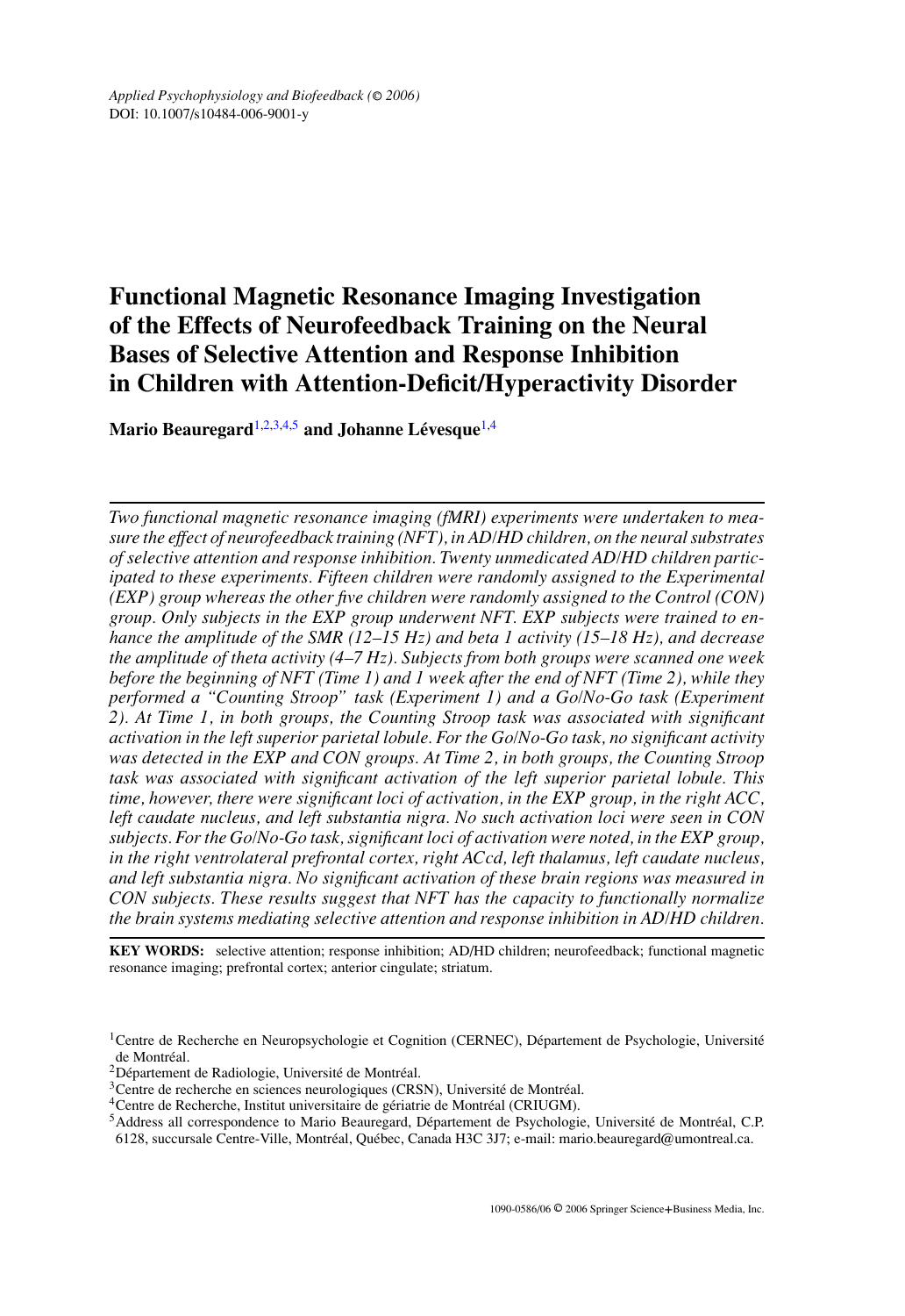*Applied Psychophysiology and Biofeedback (© 2006)*
DOI: 10.1007/s10484-006-9001-y

# Functional Magnetic Resonance Imaging Investigation of the Effects of Neurofeedback Training on the Neural Bases of Selective Attention and Response Inhibition in Children with Attention-Deficit/Hyperactivity Disorder

**Mario Beauregard**[1,2,3,4,5] **and Johanne Lévesque**[1,4]

*Two functional magnetic resonance imaging (fMRI) experiments were undertaken to measure the effect of neurofeedback training (NFT), in AD/HD children, on the neural substrates of selective attention and response inhibition. Twenty unmedicated AD/HD children participated to these experiments. Fifteen children were randomly assigned to the Experimental (EXP) group whereas the other five children were randomly assigned to the Control (CON) group. Only subjects in the EXP group underwent NFT. EXP subjects were trained to enhance the amplitude of the SMR (12–15 Hz) and beta 1 activity (15–18 Hz), and decrease the amplitude of theta activity (4–7 Hz). Subjects from both groups were scanned one week before the beginning of NFT (Time 1) and 1 week after the end of NFT (Time 2), while they performed a "Counting Stroop" task (Experiment 1) and a Go/No-Go task (Experiment 2). At Time 1, in both groups, the Counting Stroop task was associated with significant activation in the left superior parietal lobule. For the Go/No-Go task, no significant activity was detected in the EXP and CON groups. At Time 2, in both groups, the Counting Stroop task was associated with significant activation of the left superior parietal lobule. This time, however, there were significant loci of activation, in the EXP group, in the right ACC, left caudate nucleus, and left substantia nigra. No such activation loci were seen in CON subjects. For the Go/No-Go task, significant loci of activation were noted, in the EXP group, in the right ventrolateral prefrontal cortex, right ACcd, left thalamus, left caudate nucleus, and left substantia nigra. No significant activation of these brain regions was measured in CON subjects. These results suggest that NFT has the capacity to functionally normalize the brain systems mediating selective attention and response inhibition in AD/HD children.*

**KEY WORDS:** selective attention; response inhibition; AD/HD children; neurofeedback; functional magnetic resonance imaging; prefrontal cortex; anterior cingulate; striatum.

[1]Centre de Recherche en Neuropsychologie et Cognition (CERNEC), Département de Psychologie, Université de Montréal.
[2]Département de Radiologie, Université de Montréal.
[3]Centre de recherche en sciences neurologiques (CRSN), Université de Montréal.
[4]Centre de Recherche, Institut universitaire de gériatrie de Montréal (CRIUGM).
[5]Address all correspondence to Mario Beauregard, Département de Psychologie, Université de Montréal, C.P. 6128, succursale Centre-Ville, Montréal, Québec, Canada H3C 3J7; e-mail: mario.beauregard@umontreal.ca.

1090-0586/06 © 2006 Springer Science+Business Media, Inc.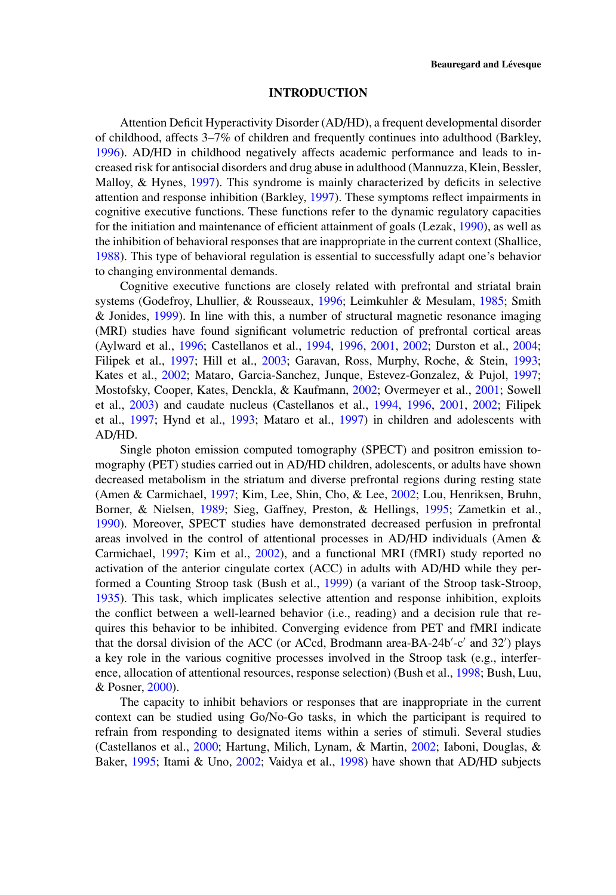## INTRODUCTION

Attention Deficit Hyperactivity Disorder (AD/HD), a frequent developmental disorder of childhood, affects 3–7% of children and frequently continues into adulthood (Barkley, 1996). AD/HD in childhood negatively affects academic performance and leads to increased risk for antisocial disorders and drug abuse in adulthood (Mannuzza, Klein, Bessler, Malloy, & Hynes, 1997). This syndrome is mainly characterized by deficits in selective attention and response inhibition (Barkley, 1997). These symptoms reflect impairments in cognitive executive functions. These functions refer to the dynamic regulatory capacities for the initiation and maintenance of efficient attainment of goals (Lezak, 1990), as well as the inhibition of behavioral responses that are inappropriate in the current context (Shallice, 1988). This type of behavioral regulation is essential to successfully adapt one's behavior to changing environmental demands.

Cognitive executive functions are closely related with prefrontal and striatal brain systems (Godefroy, Lhullier, & Rousseaux, 1996; Leimkuhler & Mesulam, 1985; Smith & Jonides, 1999). In line with this, a number of structural magnetic resonance imaging (MRI) studies have found significant volumetric reduction of prefrontal cortical areas (Aylward et al., 1996; Castellanos et al., 1994, 1996, 2001, 2002; Durston et al., 2004; Filipek et al., 1997; Hill et al., 2003; Garavan, Ross, Murphy, Roche, & Stein, 1993; Kates et al., 2002; Mataro, Garcia-Sanchez, Junque, Estevez-Gonzalez, & Pujol, 1997; Mostofsky, Cooper, Kates, Denckla, & Kaufmann, 2002; Overmeyer et al., 2001; Sowell et al., 2003) and caudate nucleus (Castellanos et al., 1994, 1996, 2001, 2002; Filipek et al., 1997; Hynd et al., 1993; Mataro et al., 1997) in children and adolescents with AD/HD.

Single photon emission computed tomography (SPECT) and positron emission tomography (PET) studies carried out in AD/HD children, adolescents, or adults have shown decreased metabolism in the striatum and diverse prefrontal regions during resting state (Amen & Carmichael, 1997; Kim, Lee, Shin, Cho, & Lee, 2002; Lou, Henriksen, Bruhn, Borner, & Nielsen, 1989; Sieg, Gaffney, Preston, & Hellings, 1995; Zametkin et al., 1990). Moreover, SPECT studies have demonstrated decreased perfusion in prefrontal areas involved in the control of attentional processes in AD/HD individuals (Amen & Carmichael, 1997; Kim et al., 2002), and a functional MRI (fMRI) study reported no activation of the anterior cingulate cortex (ACC) in adults with AD/HD while they performed a Counting Stroop task (Bush et al., 1999) (a variant of the Stroop task-Stroop, 1935). This task, which implicates selective attention and response inhibition, exploits the conflict between a well-learned behavior (i.e., reading) and a decision rule that requires this behavior to be inhibited. Converging evidence from PET and fMRI indicate that the dorsal division of the ACC (or ACcd, Brodmann area-BA-24b′-c′ and 32′) plays a key role in the various cognitive processes involved in the Stroop task (e.g., interference, allocation of attentional resources, response selection) (Bush et al., 1998; Bush, Luu, & Posner, 2000).

The capacity to inhibit behaviors or responses that are inappropriate in the current context can be studied using Go/No-Go tasks, in which the participant is required to refrain from responding to designated items within a series of stimuli. Several studies (Castellanos et al., 2000; Hartung, Milich, Lynam, & Martin, 2002; Iaboni, Douglas, & Baker, 1995; Itami & Uno, 2002; Vaidya et al., 1998) have shown that AD/HD subjects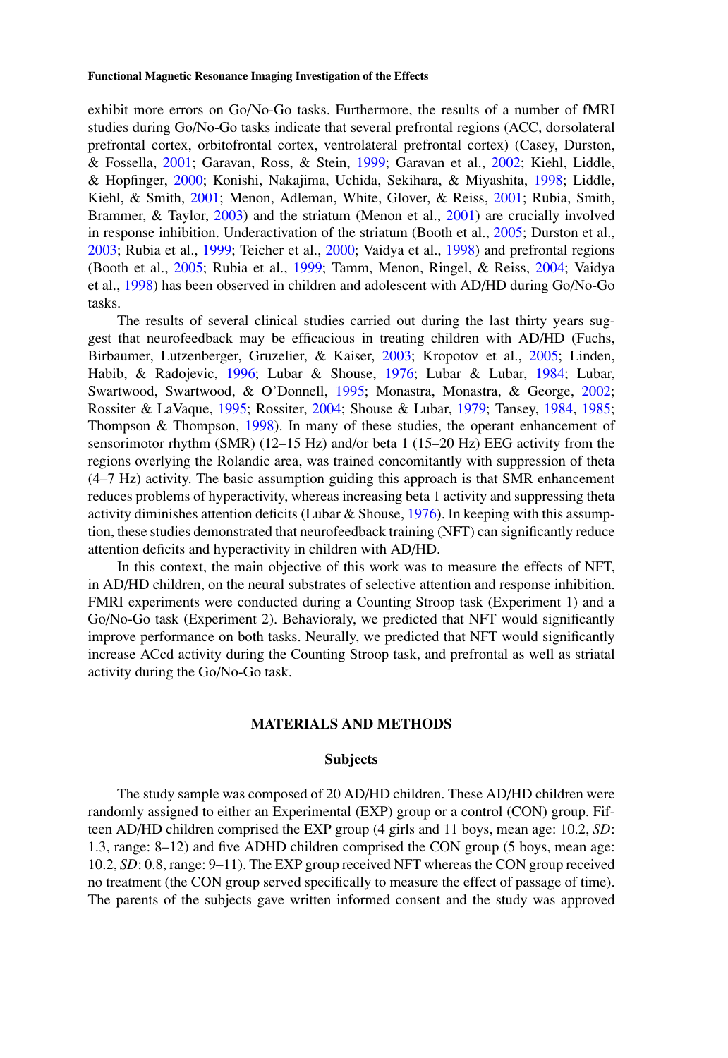exhibit more errors on Go/No-Go tasks. Furthermore, the results of a number of fMRI studies during Go/No-Go tasks indicate that several prefrontal regions (ACC, dorsolateral prefrontal cortex, orbitofrontal cortex, ventrolateral prefrontal cortex) (Casey, Durston, & Fossella, 2001; Garavan, Ross, & Stein, 1999; Garavan et al., 2002; Kiehl, Liddle, & Hopfinger, 2000; Konishi, Nakajima, Uchida, Sekihara, & Miyashita, 1998; Liddle, Kiehl, & Smith, 2001; Menon, Adleman, White, Glover, & Reiss, 2001; Rubia, Smith, Brammer, & Taylor, 2003) and the striatum (Menon et al., 2001) are crucially involved in response inhibition. Underactivation of the striatum (Booth et al., 2005; Durston et al., 2003; Rubia et al., 1999; Teicher et al., 2000; Vaidya et al., 1998) and prefrontal regions (Booth et al., 2005; Rubia et al., 1999; Tamm, Menon, Ringel, & Reiss, 2004; Vaidya et al., 1998) has been observed in children and adolescent with AD/HD during Go/No-Go tasks.

The results of several clinical studies carried out during the last thirty years suggest that neurofeedback may be efficacious in treating children with AD/HD (Fuchs, Birbaumer, Lutzenberger, Gruzelier, & Kaiser, 2003; Kropotov et al., 2005; Linden, Habib, & Radojevic, 1996; Lubar & Shouse, 1976; Lubar & Lubar, 1984; Lubar, Swartwood, Swartwood, & O'Donnell, 1995; Monastra, Monastra, & George, 2002; Rossiter & LaVaque, 1995; Rossiter, 2004; Shouse & Lubar, 1979; Tansey, 1984, 1985; Thompson & Thompson, 1998). In many of these studies, the operant enhancement of sensorimotor rhythm (SMR) (12–15 Hz) and/or beta 1 (15–20 Hz) EEG activity from the regions overlying the Rolandic area, was trained concomitantly with suppression of theta (4–7 Hz) activity. The basic assumption guiding this approach is that SMR enhancement reduces problems of hyperactivity, whereas increasing beta 1 activity and suppressing theta activity diminishes attention deficits (Lubar & Shouse, 1976). In keeping with this assumption, these studies demonstrated that neurofeedback training (NFT) can significantly reduce attention deficits and hyperactivity in children with AD/HD.

In this context, the main objective of this work was to measure the effects of NFT, in AD/HD children, on the neural substrates of selective attention and response inhibition. FMRI experiments were conducted during a Counting Stroop task (Experiment 1) and a Go/No-Go task (Experiment 2). Behavioraly, we predicted that NFT would significantly improve performance on both tasks. Neurally, we predicted that NFT would significantly increase ACcd activity during the Counting Stroop task, and prefrontal as well as striatal activity during the Go/No-Go task.

## MATERIALS AND METHODS

### Subjects

The study sample was composed of 20 AD/HD children. These AD/HD children were randomly assigned to either an Experimental (EXP) group or a control (CON) group. Fifteen AD/HD children comprised the EXP group (4 girls and 11 boys, mean age: 10.2, *SD*: 1.3, range: 8–12) and five ADHD children comprised the CON group (5 boys, mean age: 10.2, *SD*: 0.8, range: 9–11). The EXP group received NFT whereas the CON group received no treatment (the CON group served specifically to measure the effect of passage of time). The parents of the subjects gave written informed consent and the study was approved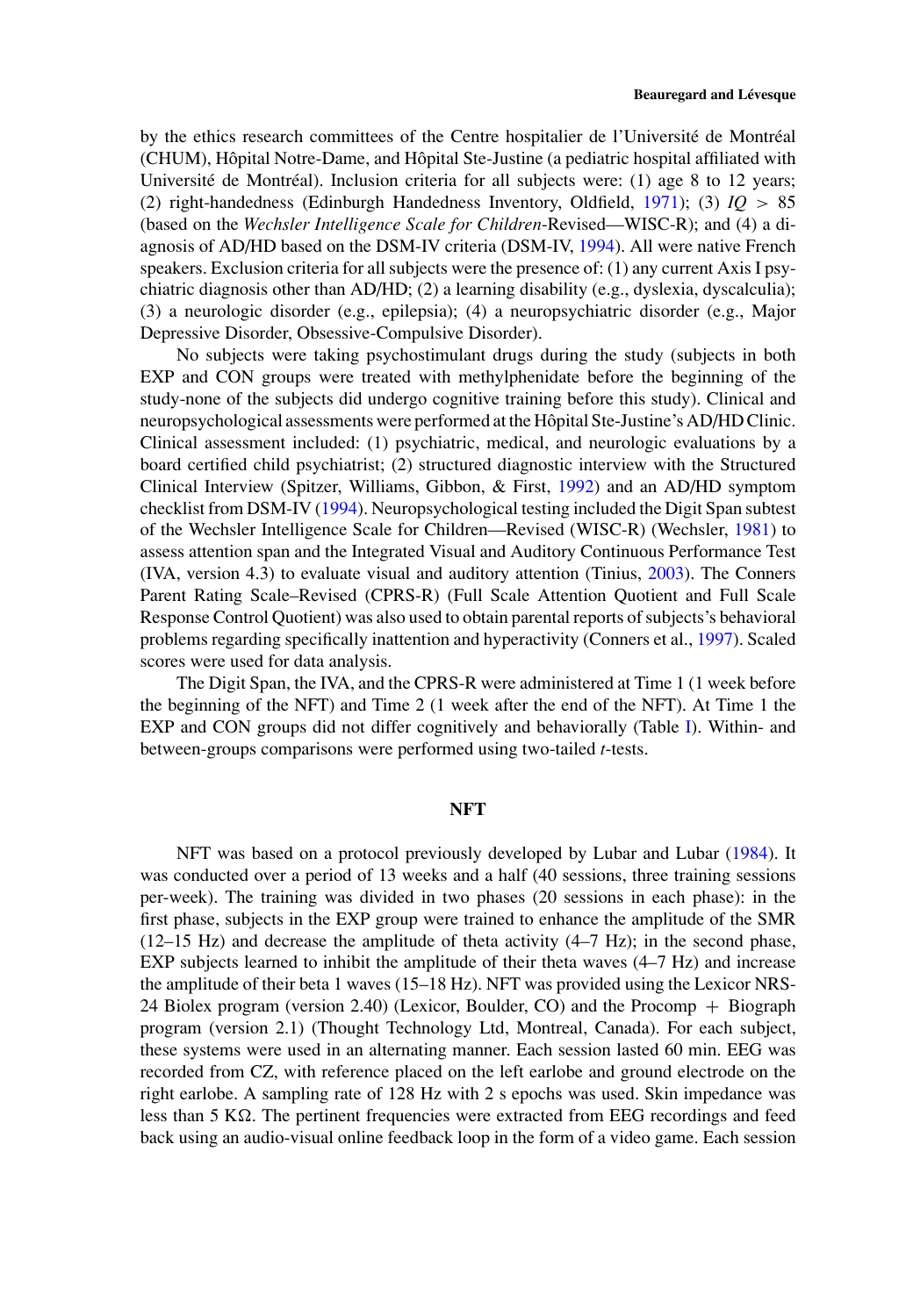by the ethics research committees of the Centre hospitalier de l'Université de Montréal (CHUM), Hôpital Notre-Dame, and Hôpital Ste-Justine (a pediatric hospital affiliated with Université de Montréal). Inclusion criteria for all subjects were: (1) age 8 to 12 years; (2) right-handedness (Edinburgh Handedness Inventory, Oldfield, 1971); (3) $IQ > 85$ (based on the *Wechsler Intelligence Scale for Children*-Revised—WISC-R); and (4) a diagnosis of AD/HD based on the DSM-IV criteria (DSM-IV, 1994). All were native French speakers. Exclusion criteria for all subjects were the presence of: (1) any current Axis I psychiatric diagnosis other than AD/HD; (2) a learning disability (e.g., dyslexia, dyscalculia); (3) a neurologic disorder (e.g., epilepsia); (4) a neuropsychiatric disorder (e.g., Major Depressive Disorder, Obsessive-Compulsive Disorder).

No subjects were taking psychostimulant drugs during the study (subjects in both EXP and CON groups were treated with methylphenidate before the beginning of the study-none of the subjects did undergo cognitive training before this study). Clinical and neuropsychological assessments were performed at the Hôpital Ste-Justine's AD/HD Clinic. Clinical assessment included: (1) psychiatric, medical, and neurologic evaluations by a board certified child psychiatrist; (2) structured diagnostic interview with the Structured Clinical Interview (Spitzer, Williams, Gibbon, & First, 1992) and an AD/HD symptom checklist from DSM-IV (1994). Neuropsychological testing included the Digit Span subtest of the Wechsler Intelligence Scale for Children—Revised (WISC-R) (Wechsler, 1981) to assess attention span and the Integrated Visual and Auditory Continuous Performance Test (IVA, version 4.3) to evaluate visual and auditory attention (Tinius, 2003). The Conners Parent Rating Scale–Revised (CPRS-R) (Full Scale Attention Quotient and Full Scale Response Control Quotient) was also used to obtain parental reports of subjects's behavioral problems regarding specifically inattention and hyperactivity (Conners et al., 1997). Scaled scores were used for data analysis.

The Digit Span, the IVA, and the CPRS-R were administered at Time 1 (1 week before the beginning of the NFT) and Time 2 (1 week after the end of the NFT). At Time 1 the EXP and CON groups did not differ cognitively and behaviorally (Table I). Within- and between-groups comparisons were performed using two-tailed *t*-tests.

## NFT

NFT was based on a protocol previously developed by Lubar and Lubar (1984). It was conducted over a period of 13 weeks and a half (40 sessions, three training sessions per-week). The training was divided in two phases (20 sessions in each phase): in the first phase, subjects in the EXP group were trained to enhance the amplitude of the SMR (12–15 Hz) and decrease the amplitude of theta activity (4–7 Hz); in the second phase, EXP subjects learned to inhibit the amplitude of their theta waves (4–7 Hz) and increase the amplitude of their beta 1 waves (15–18 Hz). NFT was provided using the Lexicor NRS-24 Biolex program (version 2.40) (Lexicor, Boulder, CO) and the Procomp + Biograph program (version 2.1) (Thought Technology Ltd, Montreal, Canada). For each subject, these systems were used in an alternating manner. Each session lasted 60 min. EEG was recorded from CZ, with reference placed on the left earlobe and ground electrode on the right earlobe. A sampling rate of 128 Hz with 2 s epochs was used. Skin impedance was less than 5 KΩ. The pertinent frequencies were extracted from EEG recordings and feed back using an audio-visual online feedback loop in the form of a video game. Each session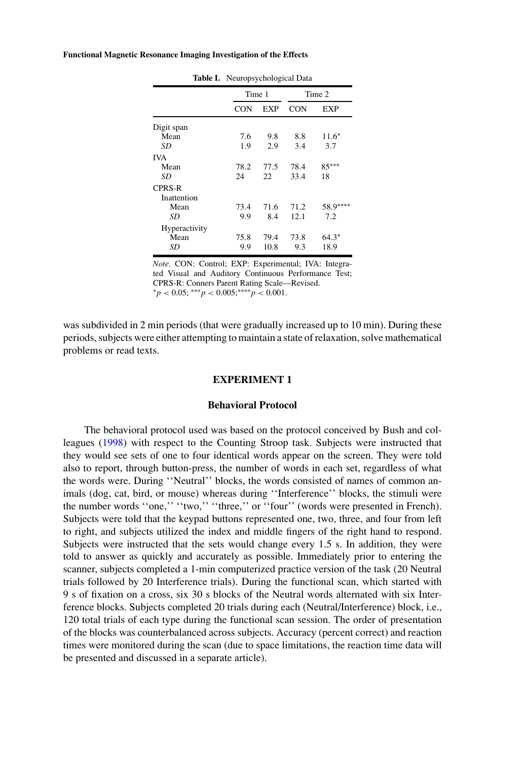**Table I.** Neuropsychological Data

| | Time 1 | | Time 2 | |
|---|---|---|---|---|
| | CON | EXP | CON | EXP |
| Digit span | | | | |
| Mean | 7.6 | 9.8 | 8.8 | 11.6* |
| *SD* | 1.9 | 2.9 | 3.4 | 3.7 |
| IVA | | | | |
| Mean | 78.2 | 77.5 | 78.4 | 85*** |
| *SD* | 24 | 22 | 33.4 | 18 |
| CPRS-R | | | | |
| Inattention | | | | |
| Mean | 73.4 | 71.6 | 71.2 | 58.9**** |
| *SD* | 9.9 | 8.4 | 12.1 | 7.2 |
| Hyperactivity | | | | |
| Mean | 75.8 | 79.4 | 73.8 | 64.3* |
| *SD* | 9.9 | 10.8 | 9.3 | 18.9 |

*Note.* CON: Control; EXP: Experimental; IVA: Integrated Visual and Auditory Continuous Performance Test; CPRS-R: Conners Parent Rating Scale—Revised.
*$p < 0.05$; ***$p < 0.005$; ****$p < 0.001$.

was subdivided in 2 min periods (that were gradually increased up to 10 min). During these periods, subjects were either attempting to maintain a state of relaxation, solve mathematical problems or read texts.

## EXPERIMENT 1

### Behavioral Protocol

The behavioral protocol used was based on the protocol conceived by Bush and colleagues (1998) with respect to the Counting Stroop task. Subjects were instructed that they would see sets of one to four identical words appear on the screen. They were told also to report, through button-press, the number of words in each set, regardless of what the words were. During ''Neutral'' blocks, the words consisted of names of common animals (dog, cat, bird, or mouse) whereas during ''Interference'' blocks, the stimuli were the number words ''one,'' ''two,'' ''three,'' or ''four'' (words were presented in French). Subjects were told that the keypad buttons represented one, two, three, and four from left to right, and subjects utilized the index and middle fingers of the right hand to respond. Subjects were instructed that the sets would change every 1.5 s. In addition, they were told to answer as quickly and accurately as possible. Immediately prior to entering the scanner, subjects completed a 1-min computerized practice version of the task (20 Neutral trials followed by 20 Interference trials). During the functional scan, which started with 9 s of fixation on a cross, six 30 s blocks of the Neutral words alternated with six Interference blocks. Subjects completed 20 trials during each (Neutral/Interference) block, i.e., 120 total trials of each type during the functional scan session. The order of presentation of the blocks was counterbalanced across subjects. Accuracy (percent correct) and reaction times were monitored during the scan (due to space limitations, the reaction time data will be presented and discussed in a separate article).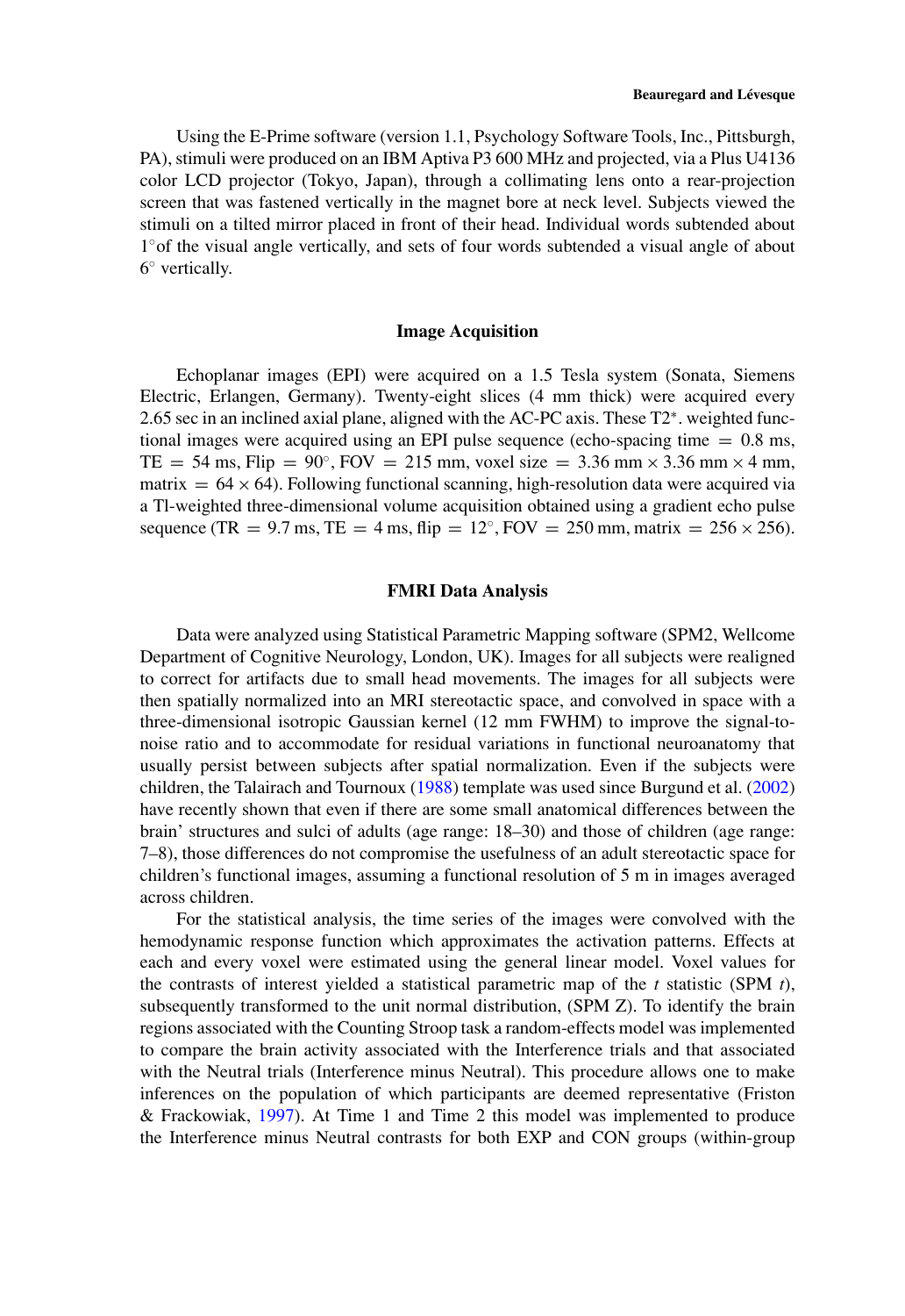Using the E-Prime software (version 1.1, Psychology Software Tools, Inc., Pittsburgh, PA), stimuli were produced on an IBM Aptiva P3 600 MHz and projected, via a Plus U4136 color LCD projector (Tokyo, Japan), through a collimating lens onto a rear-projection screen that was fastened vertically in the magnet bore at neck level. Subjects viewed the stimuli on a tilted mirror placed in front of their head. Individual words subtended about $1^\circ$of the visual angle vertically, and sets of four words subtended a visual angle of about $6^\circ$ vertically.

## Image Acquisition

Echoplanar images (EPI) were acquired on a 1.5 Tesla system (Sonata, Siemens Electric, Erlangen, Germany). Twenty-eight slices (4 mm thick) were acquired every 2.65 sec in an inclined axial plane, aligned with the AC-PC axis. These T2*. weighted functional images were acquired using an EPI pulse sequence (echo-spacing time $= 0.8$ ms, TE $= 54$ ms, Flip $= 90^\circ$, FOV $= 215$ mm, voxel size $= 3.36$ mm $\times$ 3.36 mm $\times$ 4 mm, matrix $= 64 \times 64$). Following functional scanning, high-resolution data were acquired via a Tl-weighted three-dimensional volume acquisition obtained using a gradient echo pulse sequence (TR $= 9.7$ ms, TE $= 4$ ms, flip $= 12^\circ$, FOV $= 250$ mm, matrix $= 256 \times 256$).

## FMRI Data Analysis

Data were analyzed using Statistical Parametric Mapping software (SPM2, Wellcome Department of Cognitive Neurology, London, UK). Images for all subjects were realigned to correct for artifacts due to small head movements. The images for all subjects were then spatially normalized into an MRI stereotactic space, and convolved in space with a three-dimensional isotropic Gaussian kernel (12 mm FWHM) to improve the signal-to-noise ratio and to accommodate for residual variations in functional neuroanatomy that usually persist between subjects after spatial normalization. Even if the subjects were children, the Talairach and Tournoux (1988) template was used since Burgund et al. (2002) have recently shown that even if there are some small anatomical differences between the brain' structures and sulci of adults (age range: 18–30) and those of children (age range: 7–8), those differences do not compromise the usefulness of an adult stereotactic space for children's functional images, assuming a functional resolution of 5 m in images averaged across children.

For the statistical analysis, the time series of the images were convolved with the hemodynamic response function which approximates the activation patterns. Effects at each and every voxel were estimated using the general linear model. Voxel values for the contrasts of interest yielded a statistical parametric map of the *t* statistic (SPM *t*), subsequently transformed to the unit normal distribution, (SPM Z). To identify the brain regions associated with the Counting Stroop task a random-effects model was implemented to compare the brain activity associated with the Interference trials and that associated with the Neutral trials (Interference minus Neutral). This procedure allows one to make inferences on the population of which participants are deemed representative (Friston & Frackowiak, 1997). At Time 1 and Time 2 this model was implemented to produce the Interference minus Neutral contrasts for both EXP and CON groups (within-group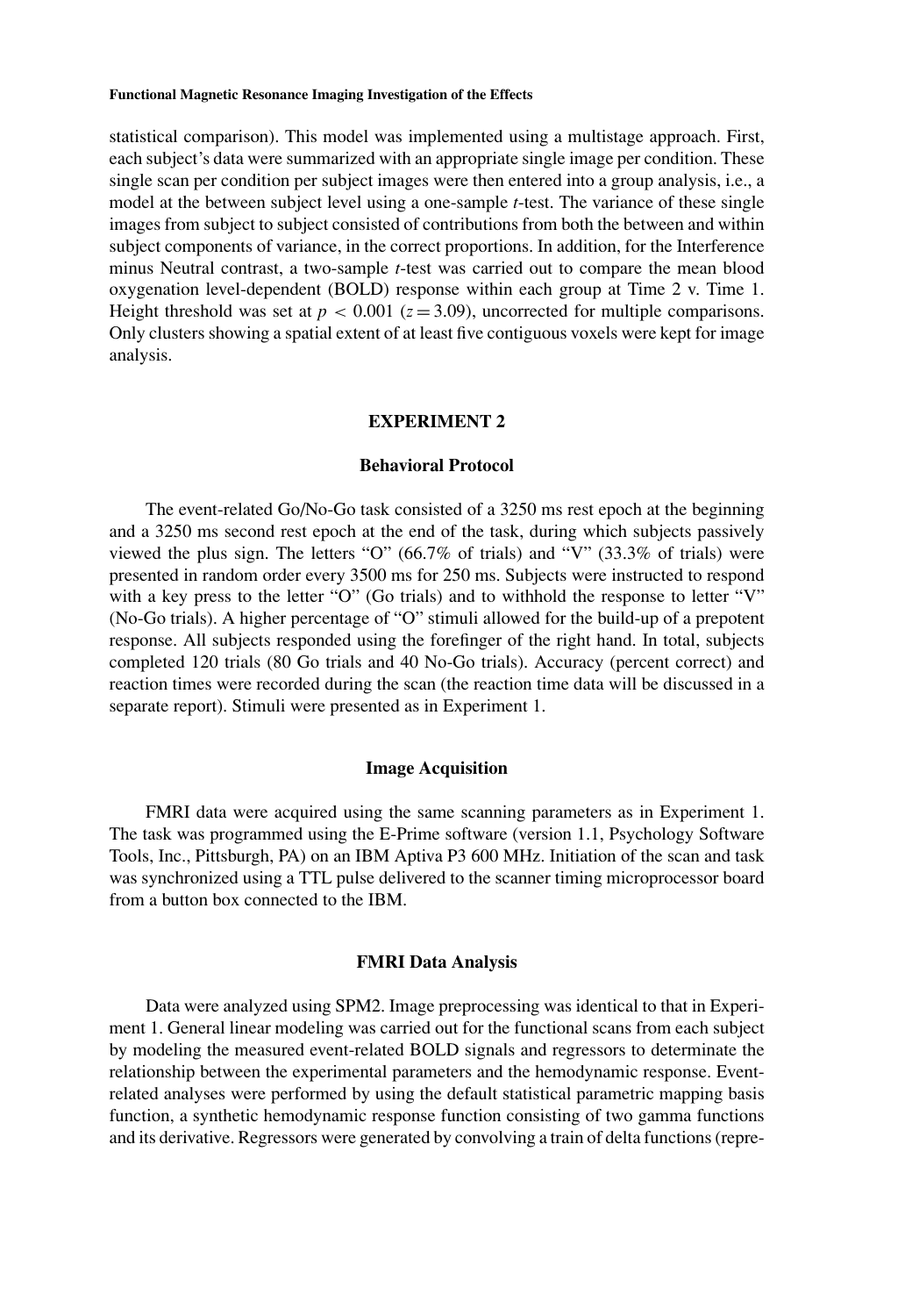statistical comparison). This model was implemented using a multistage approach. First, each subject's data were summarized with an appropriate single image per condition. These single scan per condition per subject images were then entered into a group analysis, i.e., a model at the between subject level using a one-sample *t*-test. The variance of these single images from subject to subject consisted of contributions from both the between and within subject components of variance, in the correct proportions. In addition, for the Interference minus Neutral contrast, a two-sample *t*-test was carried out to compare the mean blood oxygenation level-dependent (BOLD) response within each group at Time 2 v. Time 1. Height threshold was set at $p < 0.001$ ($z = 3.09$), uncorrected for multiple comparisons. Only clusters showing a spatial extent of at least five contiguous voxels were kept for image analysis.

## EXPERIMENT 2

### Behavioral Protocol

The event-related Go/No-Go task consisted of a 3250 ms rest epoch at the beginning and a 3250 ms second rest epoch at the end of the task, during which subjects passively viewed the plus sign. The letters "O" (66.7% of trials) and "V" (33.3% of trials) were presented in random order every 3500 ms for 250 ms. Subjects were instructed to respond with a key press to the letter "O" (Go trials) and to withhold the response to letter "V" (No-Go trials). A higher percentage of "O" stimuli allowed for the build-up of a prepotent response. All subjects responded using the forefinger of the right hand. In total, subjects completed 120 trials (80 Go trials and 40 No-Go trials). Accuracy (percent correct) and reaction times were recorded during the scan (the reaction time data will be discussed in a separate report). Stimuli were presented as in Experiment 1.

### Image Acquisition

FMRI data were acquired using the same scanning parameters as in Experiment 1. The task was programmed using the E-Prime software (version 1.1, Psychology Software Tools, Inc., Pittsburgh, PA) on an IBM Aptiva P3 600 MHz. Initiation of the scan and task was synchronized using a TTL pulse delivered to the scanner timing microprocessor board from a button box connected to the IBM.

### FMRI Data Analysis

Data were analyzed using SPM2. Image preprocessing was identical to that in Experiment 1. General linear modeling was carried out for the functional scans from each subject by modeling the measured event-related BOLD signals and regressors to determinate the relationship between the experimental parameters and the hemodynamic response. Event-related analyses were performed by using the default statistical parametric mapping basis function, a synthetic hemodynamic response function consisting of two gamma functions and its derivative. Regressors were generated by convolving a train of delta functions (repre-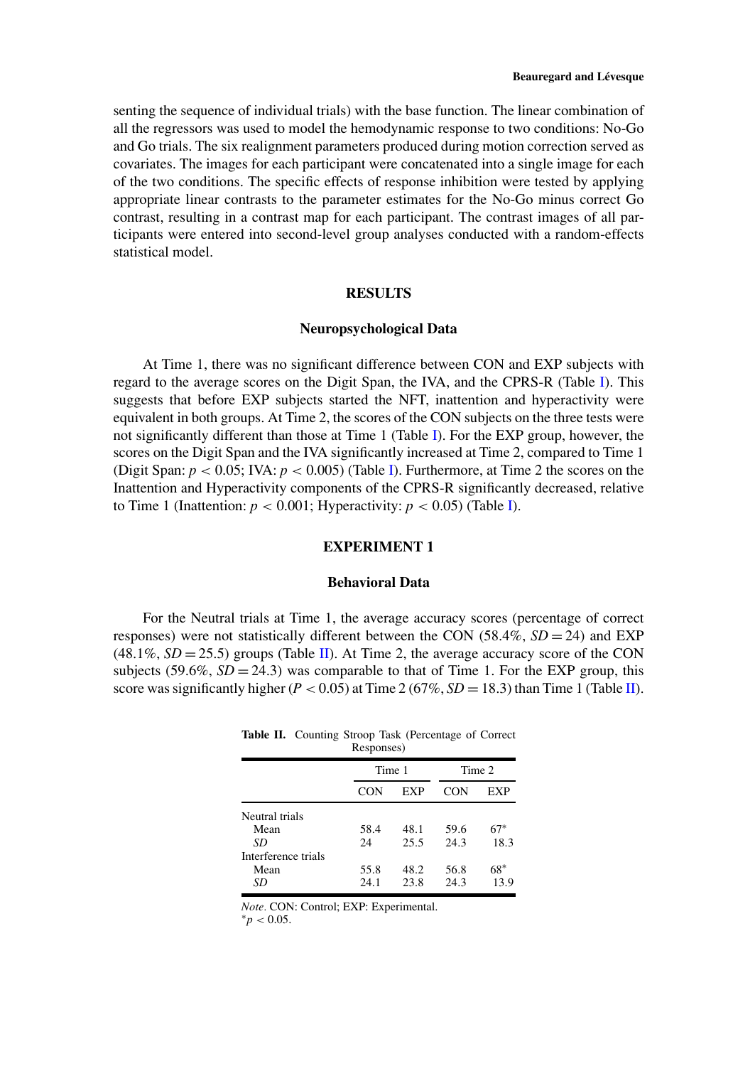senting the sequence of individual trials) with the base function. The linear combination of all the regressors was used to model the hemodynamic response to two conditions: No-Go and Go trials. The six realignment parameters produced during motion correction served as covariates. The images for each participant were concatenated into a single image for each of the two conditions. The specific effects of response inhibition were tested by applying appropriate linear contrasts to the parameter estimates for the No-Go minus correct Go contrast, resulting in a contrast map for each participant. The contrast images of all participants were entered into second-level group analyses conducted with a random-effects statistical model.

## RESULTS

### Neuropsychological Data

At Time 1, there was no significant difference between CON and EXP subjects with regard to the average scores on the Digit Span, the IVA, and the CPRS-R (Table I). This suggests that before EXP subjects started the NFT, inattention and hyperactivity were equivalent in both groups. At Time 2, the scores of the CON subjects on the three tests were not significantly different than those at Time 1 (Table I). For the EXP group, however, the scores on the Digit Span and the IVA significantly increased at Time 2, compared to Time 1 (Digit Span: $p < 0.05$; IVA: $p < 0.005$) (Table I). Furthermore, at Time 2 the scores on the Inattention and Hyperactivity components of the CPRS-R significantly decreased, relative to Time 1 (Inattention: $p < 0.001$; Hyperactivity: $p < 0.05$) (Table I).

## EXPERIMENT 1

### Behavioral Data

For the Neutral trials at Time 1, the average accuracy scores (percentage of correct responses) were not statistically different between the CON (58.4%, $SD = 24$) and EXP (48.1%, $SD = 25.5$) groups (Table II). At Time 2, the average accuracy score of the CON subjects (59.6%, $SD = 24.3$) was comparable to that of Time 1. For the EXP group, this score was significantly higher ($P < 0.05$) at Time 2 (67%, $SD = 18.3$) than Time 1 (Table II).

**Table II.** Counting Stroop Task (Percentage of Correct Responses)

| | Time 1 | | Time 2 | |
|---|---|---|---|---|
| | CON | EXP | CON | EXP |
| Neutral trials | | | | |
| Mean | 58.4 | 48.1 | 59.6 | 67* |
| *SD* | 24 | 25.5 | 24.3 | 18.3 |
| Interference trials | | | | |
| Mean | 55.8 | 48.2 | 56.8 | 68* |
| *SD* | 24.1 | 23.8 | 24.3 | 13.9 |

*Note*. CON: Control; EXP: Experimental.
*$p < 0.05$.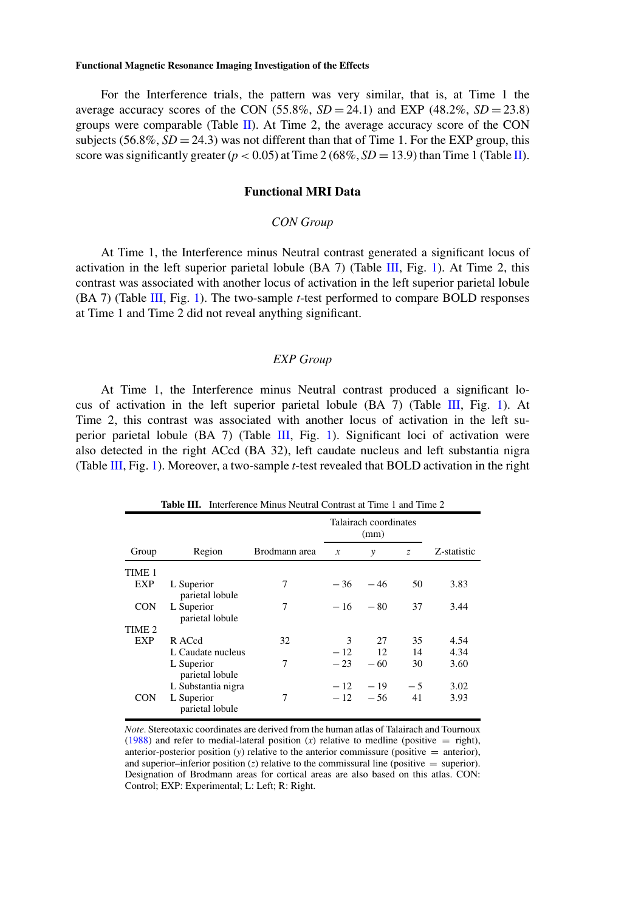For the Interference trials, the pattern was very similar, that is, at Time 1 the average accuracy scores of the CON (55.8%, $SD = 24.1$) and EXP (48.2%, $SD = 23.8$) groups were comparable (Table II). At Time 2, the average accuracy score of the CON subjects (56.8%, $SD = 24.3$) was not different than that of Time 1. For the EXP group, this score was significantly greater ($p < 0.05$) at Time 2 (68%, $SD = 13.9$) than Time 1 (Table II).

## Functional MRI Data

### *CON Group*

At Time 1, the Interference minus Neutral contrast generated a significant locus of activation in the left superior parietal lobule (BA 7) (Table III, Fig. 1). At Time 2, this contrast was associated with another locus of activation in the left superior parietal lobule (BA 7) (Table III, Fig. 1). The two-sample *t*-test performed to compare BOLD responses at Time 1 and Time 2 did not reveal anything significant.

### *EXP Group*

At Time 1, the Interference minus Neutral contrast produced a significant locus of activation in the left superior parietal lobule (BA 7) (Table III, Fig. 1). At Time 2, this contrast was associated with another locus of activation in the left superior parietal lobule (BA 7) (Table III, Fig. 1). Significant loci of activation were also detected in the right ACcd (BA 32), left caudate nucleus and left substantia nigra (Table III, Fig. 1). Moreover, a two-sample *t*-test revealed that BOLD activation in the right

**Table III.** Interference Minus Neutral Contrast at Time 1 and Time 2

| Group | Region | Brodmann area | Talairach coordinates (mm) | | | Z-statistic |
|---|---|---|---|---|---|---|
| | | | *x* | *y* | *z* | |
| TIME 1 | | | | | | |
| EXP | L Superior parietal lobule | 7 | −36 | −46 | 50 | 3.83 |
| CON | L Superior parietal lobule | 7 | −16 | −80 | 37 | 3.44 |
| TIME 2 | | | | | | |
| EXP | R ACcd | 32 | 3 | 27 | 35 | 4.54 |
| | L Caudate nucleus | | −12 | 12 | 14 | 4.34 |
| | L Superior parietal lobule | 7 | −23 | −60 | 30 | 3.60 |
| | L Substantia nigra | | −12 | −19 | −5 | 3.02 |
| CON | L Superior parietal lobule | 7 | −12 | −56 | 41 | 3.93 |

*Note.* Stereotaxic coordinates are derived from the human atlas of Talairach and Tournoux (1988) and refer to medial-lateral position (*x*) relative to medline (positive = right), anterior-posterior position (*y*) relative to the anterior commissure (positive = anterior), and superior–inferior position (*z*) relative to the commissural line (positive = superior). Designation of Brodmann areas for cortical areas are also based on this atlas. CON: Control; EXP: Experimental; L: Left; R: Right.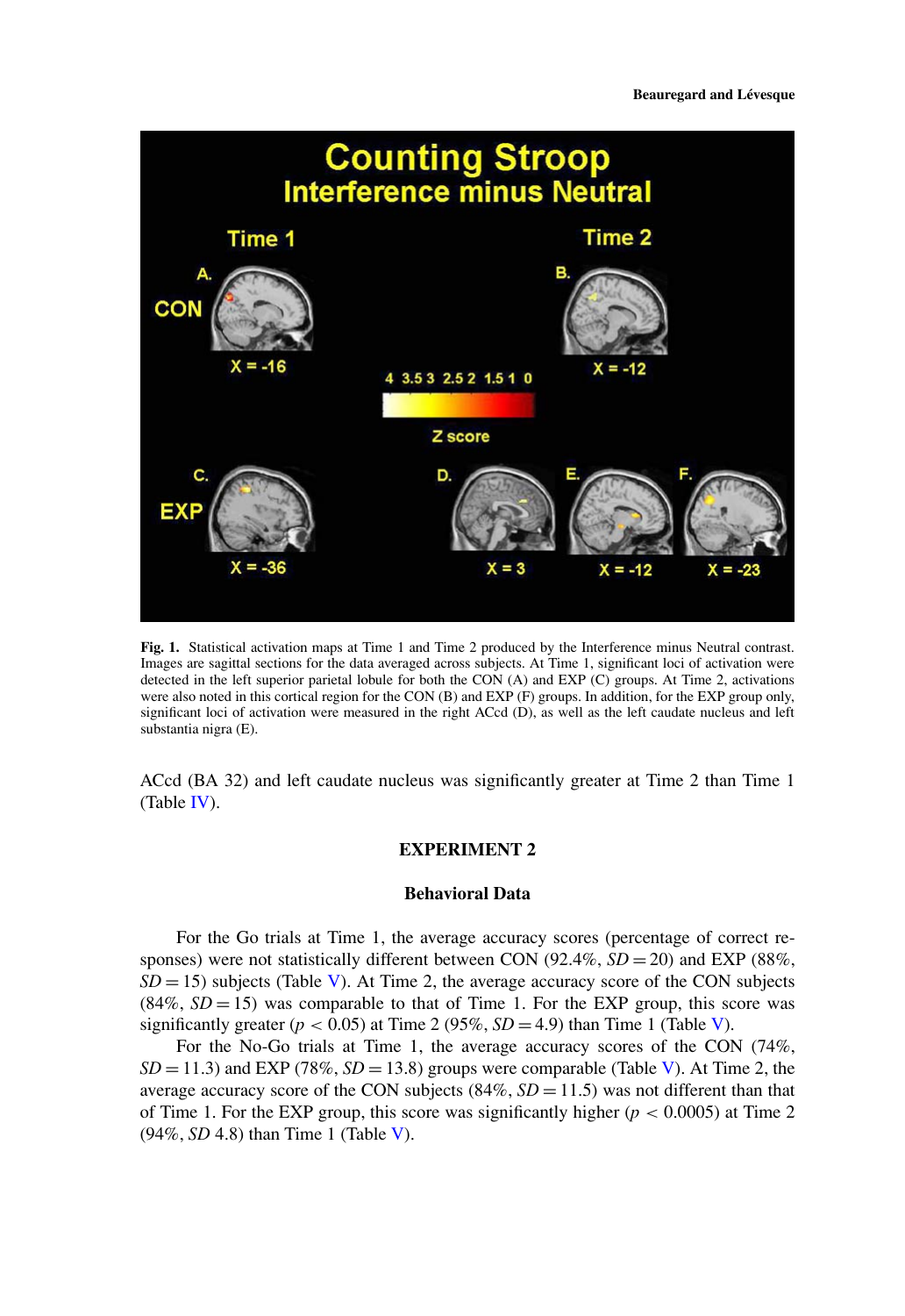Fig. 1. Statistical activation maps at Time 1 and Time 2 produced by the Interference minus Neutral contrast. Images are sagittal sections for the data averaged across subjects. At Time 1, significant loci of activation were detected in the left superior parietal lobule for both the CON (A) and EXP (C) groups. At Time 2, activations were also noted in this cortical region for the CON (B) and EXP (F) groups. In addition, for the EXP group only, significant loci of activation were measured in the right ACcd (D), as well as the left caudate nucleus and left substantia nigra (E).

ACcd (BA 32) and left caudate nucleus was significantly greater at Time 2 than Time 1 (Table IV).

## EXPERIMENT 2

### Behavioral Data

For the Go trials at Time 1, the average accuracy scores (percentage of correct responses) were not statistically different between CON (92.4%, $SD = 20$) and EXP (88%, $SD = 15$) subjects (Table V). At Time 2, the average accuracy score of the CON subjects (84%, $SD = 15$) was comparable to that of Time 1. For the EXP group, this score was significantly greater ($p < 0.05$) at Time 2 (95%, $SD = 4.9$) than Time 1 (Table V).

For the No-Go trials at Time 1, the average accuracy scores of the CON (74%, $SD = 11.3$) and EXP (78%, $SD = 13.8$) groups were comparable (Table V). At Time 2, the average accuracy score of the CON subjects (84%, $SD = 11.5$) was not different than that of Time 1. For the EXP group, this score was significantly higher ($p < 0.0005$) at Time 2 (94%, $SD$ 4.8) than Time 1 (Table V).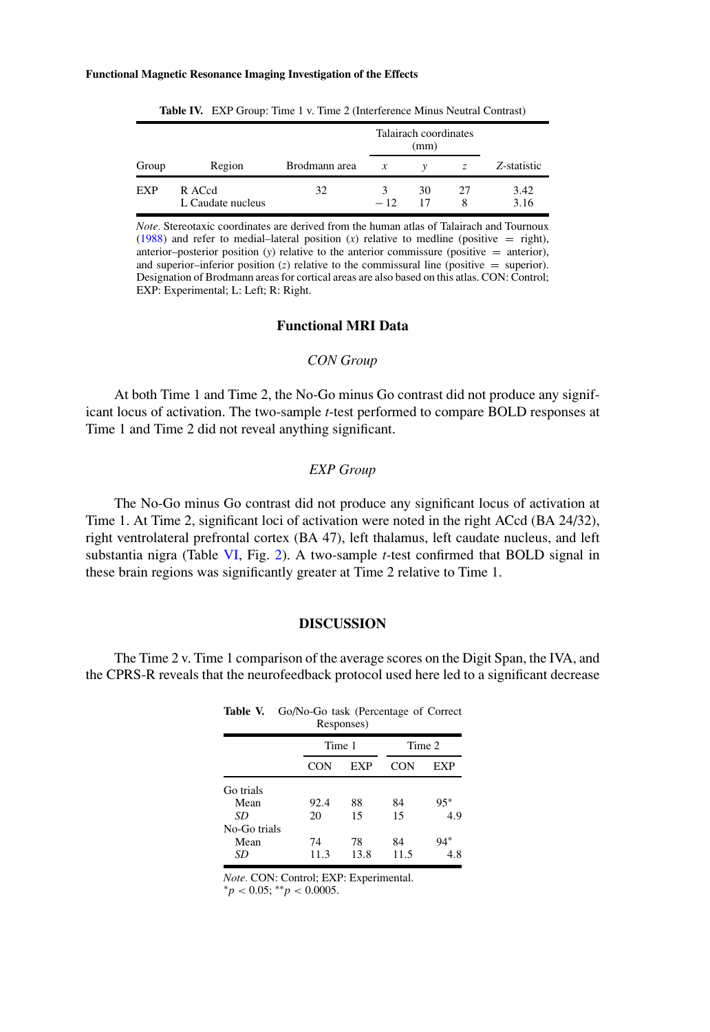**Table IV.** EXP Group: Time 1 v. Time 2 (Interference Minus Neutral Contrast)

| Group | Region | Brodmann area | Talairach coordinates (mm) | | | Z-statistic |
|---|---|---|---|---|---|---|
| | | | x | y | z | |
| EXP | R ACcd | 32 | 3 | 30 | 27 | 3.42 |
| | L Caudate nucleus | | − 12 | 17 | 8 | 3.16 |

*Note.* Stereotaxic coordinates are derived from the human atlas of Talairach and Tournoux (1988) and refer to medial–lateral position (x) relative to medline (positive = right), anterior–posterior position (y) relative to the anterior commissure (positive = anterior), and superior–inferior position (z) relative to the commissural line (positive = superior). Designation of Brodmann areas for cortical areas are also based on this atlas. CON: Control; EXP: Experimental; L: Left; R: Right.

### Functional MRI Data

#### *CON Group*

At both Time 1 and Time 2, the No-Go minus Go contrast did not produce any significant locus of activation. The two-sample *t*-test performed to compare BOLD responses at Time 1 and Time 2 did not reveal anything significant.

#### *EXP Group*

The No-Go minus Go contrast did not produce any significant locus of activation at Time 1. At Time 2, significant loci of activation were noted in the right ACcd (BA 24/32), right ventrolateral prefrontal cortex (BA 47), left thalamus, left caudate nucleus, and left substantia nigra (Table VI, Fig. 2). A two-sample *t*-test confirmed that BOLD signal in these brain regions was significantly greater at Time 2 relative to Time 1.

## DISCUSSION

The Time 2 v. Time 1 comparison of the average scores on the Digit Span, the IVA, and the CPRS-R reveals that the neurofeedback protocol used here led to a significant decrease

**Table V.** Go/No-Go task (Percentage of Correct Responses)

| | Time 1 | | Time 2 | |
|---|---|---|---|---|
| | CON | EXP | CON | EXP |
| Go trials | | | | |
| Mean | 92.4 | 88 | 84 | 95* |
| *SD* | 20 | 15 | 15 | 4.9 |
| No-Go trials | | | | |
| Mean | 74 | 78 | 84 | 94* |
| *SD* | 11.3 | 13.8 | 11.5 | 4.8 |

*Note.* CON: Control; EXP: Experimental.
*$p < 0.05$; **$p < 0.0005$.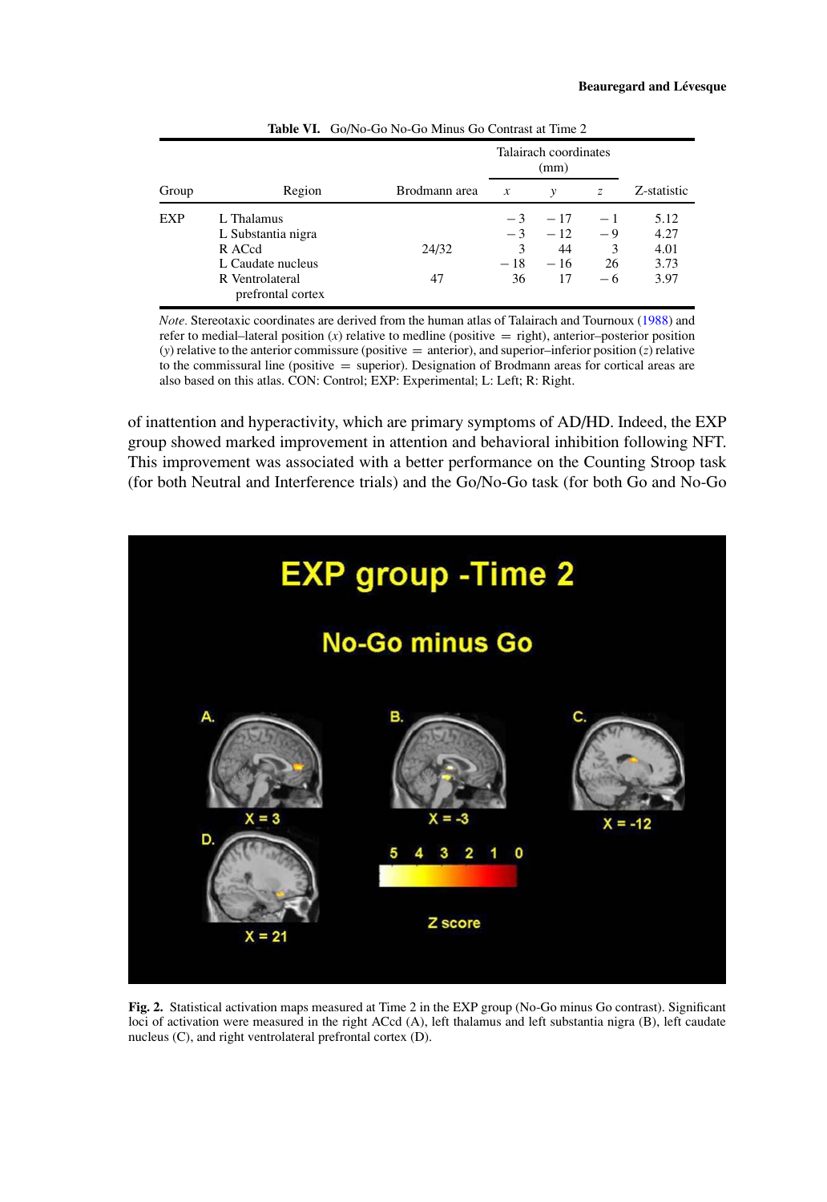**Table VI.** Go/No-Go No-Go Minus Go Contrast at Time 2

| Group | Region | Brodmann area | Talairach coordinates (mm) | | | Z-statistic |
|---|---|---|---|---|---|---|
| | | | $x$ | $y$ | $z$ | |
| EXP | L Thalamus | | −3 | −17 | −1 | 5.12 |
| | L Substantia nigra | | −3 | −12 | −9 | 4.27 |
| | R ACcd | 24/32 | 3 | 44 | 3 | 4.01 |
| | L Caudate nucleus | | −18 | −16 | 26 | 3.73 |
| | R Ventrolateral prefrontal cortex | 47 | 36 | 17 | −6 | 3.97 |

*Note*. Stereotaxic coordinates are derived from the human atlas of Talairach and Tournoux (1988) and refer to medial–lateral position ($x$) relative to medline (positive = right), anterior–posterior position ($y$) relative to the anterior commissure (positive = anterior), and superior–inferior position ($z$) relative to the commissural line (positive = superior). Designation of Brodmann areas for cortical areas are also based on this atlas. CON: Control; EXP: Experimental; L: Left; R: Right.

of inattention and hyperactivity, which are primary symptoms of AD/HD. Indeed, the EXP group showed marked improvement in attention and behavioral inhibition following NFT. This improvement was associated with a better performance on the Counting Stroop task (for both Neutral and Interference trials) and the Go/No-Go task (for both Go and No-Go

**Fig. 2.** Statistical activation maps measured at Time 2 in the EXP group (No-Go minus Go contrast). Significant loci of activation were measured in the right ACcd (A), left thalamus and left substantia nigra (B), left caudate nucleus (C), and right ventrolateral prefrontal cortex (D).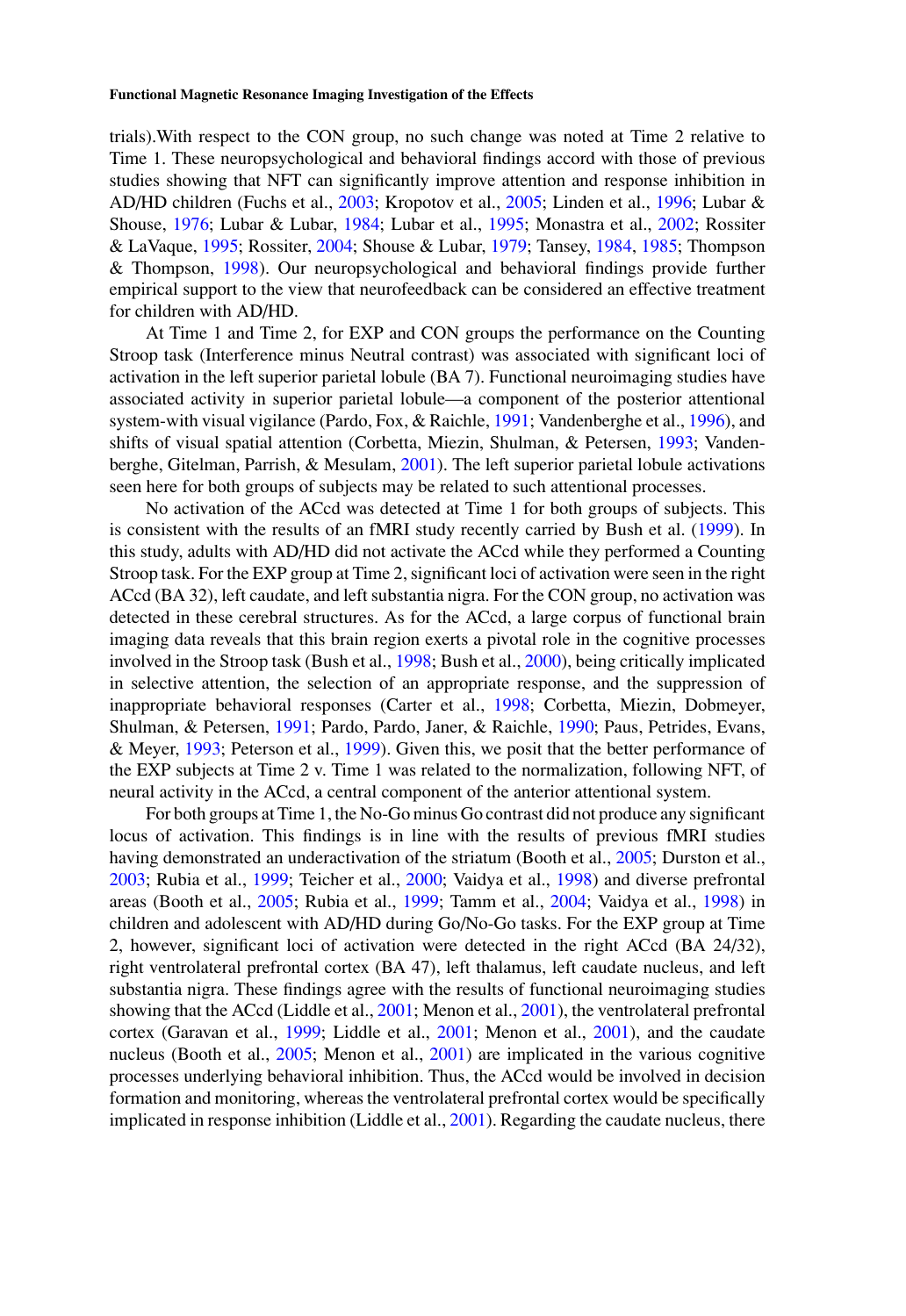trials).With respect to the CON group, no such change was noted at Time 2 relative to Time 1. These neuropsychological and behavioral findings accord with those of previous studies showing that NFT can significantly improve attention and response inhibition in AD/HD children (Fuchs et al., 2003; Kropotov et al., 2005; Linden et al., 1996; Lubar & Shouse, 1976; Lubar & Lubar, 1984; Lubar et al., 1995; Monastra et al., 2002; Rossiter & LaVaque, 1995; Rossiter, 2004; Shouse & Lubar, 1979; Tansey, 1984, 1985; Thompson & Thompson, 1998). Our neuropsychological and behavioral findings provide further empirical support to the view that neurofeedback can be considered an effective treatment for children with AD/HD.

At Time 1 and Time 2, for EXP and CON groups the performance on the Counting Stroop task (Interference minus Neutral contrast) was associated with significant loci of activation in the left superior parietal lobule (BA 7). Functional neuroimaging studies have associated activity in superior parietal lobule—a component of the posterior attentional system-with visual vigilance (Pardo, Fox, & Raichle, 1991; Vandenberghe et al., 1996), and shifts of visual spatial attention (Corbetta, Miezin, Shulman, & Petersen, 1993; Vandenberghe, Gitelman, Parrish, & Mesulam, 2001). The left superior parietal lobule activations seen here for both groups of subjects may be related to such attentional processes.

No activation of the ACcd was detected at Time 1 for both groups of subjects. This is consistent with the results of an fMRI study recently carried by Bush et al. (1999). In this study, adults with AD/HD did not activate the ACcd while they performed a Counting Stroop task. For the EXP group at Time 2, significant loci of activation were seen in the right ACcd (BA 32), left caudate, and left substantia nigra. For the CON group, no activation was detected in these cerebral structures. As for the ACcd, a large corpus of functional brain imaging data reveals that this brain region exerts a pivotal role in the cognitive processes involved in the Stroop task (Bush et al., 1998; Bush et al., 2000), being critically implicated in selective attention, the selection of an appropriate response, and the suppression of inappropriate behavioral responses (Carter et al., 1998; Corbetta, Miezin, Dobmeyer, Shulman, & Petersen, 1991; Pardo, Pardo, Janer, & Raichle, 1990; Paus, Petrides, Evans, & Meyer, 1993; Peterson et al., 1999). Given this, we posit that the better performance of the EXP subjects at Time 2 v. Time 1 was related to the normalization, following NFT, of neural activity in the ACcd, a central component of the anterior attentional system.

For both groups at Time 1, the No-Go minus Go contrast did not produce any significant locus of activation. This findings is in line with the results of previous fMRI studies having demonstrated an underactivation of the striatum (Booth et al., 2005; Durston et al., 2003; Rubia et al., 1999; Teicher et al., 2000; Vaidya et al., 1998) and diverse prefrontal areas (Booth et al., 2005; Rubia et al., 1999; Tamm et al., 2004; Vaidya et al., 1998) in children and adolescent with AD/HD during Go/No-Go tasks. For the EXP group at Time 2, however, significant loci of activation were detected in the right ACcd (BA 24/32), right ventrolateral prefrontal cortex (BA 47), left thalamus, left caudate nucleus, and left substantia nigra. These findings agree with the results of functional neuroimaging studies showing that the ACcd (Liddle et al., 2001; Menon et al., 2001), the ventrolateral prefrontal cortex (Garavan et al., 1999; Liddle et al., 2001; Menon et al., 2001), and the caudate nucleus (Booth et al., 2005; Menon et al., 2001) are implicated in the various cognitive processes underlying behavioral inhibition. Thus, the ACcd would be involved in decision formation and monitoring, whereas the ventrolateral prefrontal cortex would be specifically implicated in response inhibition (Liddle et al., 2001). Regarding the caudate nucleus, there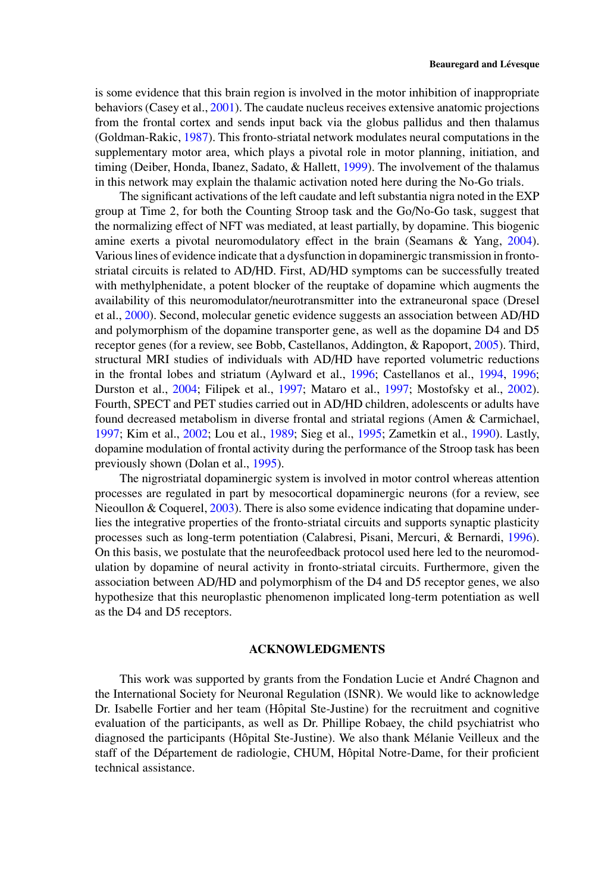is some evidence that this brain region is involved in the motor inhibition of inappropriate behaviors (Casey et al., 2001). The caudate nucleus receives extensive anatomic projections from the frontal cortex and sends input back via the globus pallidus and then thalamus (Goldman-Rakic, 1987). This fronto-striatal network modulates neural computations in the supplementary motor area, which plays a pivotal role in motor planning, initiation, and timing (Deiber, Honda, Ibanez, Sadato, & Hallett, 1999). The involvement of the thalamus in this network may explain the thalamic activation noted here during the No-Go trials.

The significant activations of the left caudate and left substantia nigra noted in the EXP group at Time 2, for both the Counting Stroop task and the Go/No-Go task, suggest that the normalizing effect of NFT was mediated, at least partially, by dopamine. This biogenic amine exerts a pivotal neuromodulatory effect in the brain (Seamans & Yang, 2004). Various lines of evidence indicate that a dysfunction in dopaminergic transmission in fronto-striatal circuits is related to AD/HD. First, AD/HD symptoms can be successfully treated with methylphenidate, a potent blocker of the reuptake of dopamine which augments the availability of this neuromodulator/neurotransmitter into the extraneuronal space (Dresel et al., 2000). Second, molecular genetic evidence suggests an association between AD/HD and polymorphism of the dopamine transporter gene, as well as the dopamine D4 and D5 receptor genes (for a review, see Bobb, Castellanos, Addington, & Rapoport, 2005). Third, structural MRI studies of individuals with AD/HD have reported volumetric reductions in the frontal lobes and striatum (Aylward et al., 1996; Castellanos et al., 1994, 1996; Durston et al., 2004; Filipek et al., 1997; Mataro et al., 1997; Mostofsky et al., 2002). Fourth, SPECT and PET studies carried out in AD/HD children, adolescents or adults have found decreased metabolism in diverse frontal and striatal regions (Amen & Carmichael, 1997; Kim et al., 2002; Lou et al., 1989; Sieg et al., 1995; Zametkin et al., 1990). Lastly, dopamine modulation of frontal activity during the performance of the Stroop task has been previously shown (Dolan et al., 1995).

The nigrostriatal dopaminergic system is involved in motor control whereas attention processes are regulated in part by mesocortical dopaminergic neurons (for a review, see Nieoullon & Coquerel, 2003). There is also some evidence indicating that dopamine underlies the integrative properties of the fronto-striatal circuits and supports synaptic plasticity processes such as long-term potentiation (Calabresi, Pisani, Mercuri, & Bernardi, 1996). On this basis, we postulate that the neurofeedback protocol used here led to the neuromodulation by dopamine of neural activity in fronto-striatal circuits. Furthermore, given the association between AD/HD and polymorphism of the D4 and D5 receptor genes, we also hypothesize that this neuroplastic phenomenon implicated long-term potentiation as well as the D4 and D5 receptors.

## ACKNOWLEDGMENTS

This work was supported by grants from the Fondation Lucie et André Chagnon and the International Society for Neuronal Regulation (ISNR). We would like to acknowledge Dr. Isabelle Fortier and her team (Hôpital Ste-Justine) for the recruitment and cognitive evaluation of the participants, as well as Dr. Phillipe Robaey, the child psychiatrist who diagnosed the participants (Hôpital Ste-Justine). We also thank Mélanie Veilleux and the staff of the Département de radiologie, CHUM, Hôpital Notre-Dame, for their proficient technical assistance.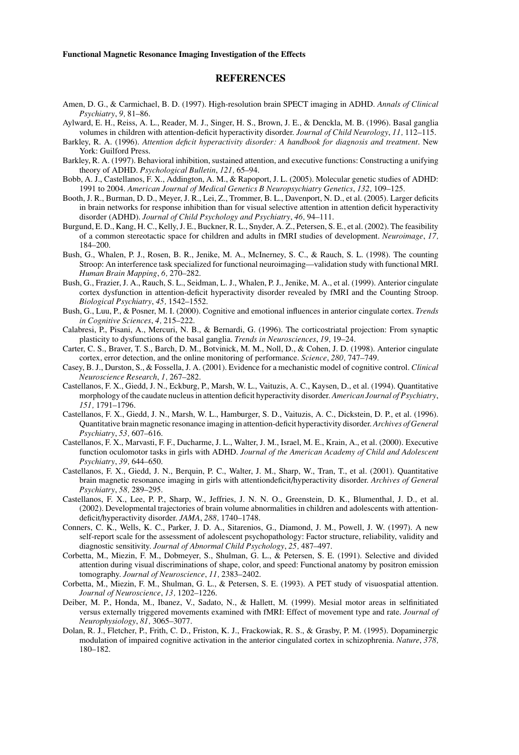## REFERENCES

Amen, D. G., & Carmichael, B. D. (1997). High-resolution brain SPECT imaging in ADHD. *Annals of Clinical Psychiatry*, *9,* 81–86.

Aylward, E. H., Reiss, A. L., Reader, M. J., Singer, H. S., Brown, J. E., & Denckla, M. B. (1996). Basal ganglia volumes in children with attention-deficit hyperactivity disorder. *Journal of Child Neurology*, *11,* 112–115.

Barkley, R. A. (1996). *Attention deficit hyperactivity disorder: A handbook for diagnosis and treatment*. New York: Guilford Press.

Barkley, R. A. (1997). Behavioral inhibition, sustained attention, and executive functions: Constructing a unifying theory of ADHD. *Psychological Bulletin*, *121,* 65–94.

Bobb, A. J., Castellanos, F. X., Addington, A. M., & Rapoport, J. L. (2005). Molecular genetic studies of ADHD: 1991 to 2004. *American Journal of Medical Genetics B Neuropsychiatry Genetics*, *132,* 109–125.

Booth, J. R., Burman, D. D., Meyer, J. R., Lei, Z., Trommer, B. L., Davenport, N. D., et al. (2005). Larger deficits in brain networks for response inhibition than for visual selective attention in attention deficit hyperactivity disorder (ADHD). *Journal of Child Psychology and Psychiatry*, *46,* 94–111.

Burgund, E. D., Kang, H. C., Kelly, J. E., Buckner, R. L., Snyder, A. Z., Petersen, S. E., et al. (2002). The feasibility of a common stereotactic space for children and adults in fMRI studies of development. *Neuroimage*, *17,* 184–200.

Bush, G., Whalen, P. J., Rosen, B. R., Jenike, M. A., McInerney, S. C., & Rauch, S. L. (1998). The counting Stroop: An interference task specialized for functional neuroimaging—validation study with functional MRI. *Human Brain Mapping*, *6,* 270–282.

Bush, G., Frazier, J. A., Rauch, S. L., Seidman, L. J., Whalen, P. J., Jenike, M. A., et al. (1999). Anterior cingulate cortex dysfunction in attention-deficit hyperactivity disorder revealed by fMRI and the Counting Stroop. *Biological Psychiatry*, *45,* 1542–1552.

Bush, G., Luu, P., & Posner, M. I. (2000). Cognitive and emotional influences in anterior cingulate cortex. *Trends in Cognitive Sciences*, *4,* 215–222.

Calabresi, P., Pisani, A., Mercuri, N. B., & Bernardi, G. (1996). The corticostriatal projection: From synaptic plasticity to dysfunctions of the basal ganglia. *Trends in Neurosciences*, *19,* 19–24.

Carter, C. S., Braver, T. S., Barch, D. M., Botvinick, M. M., Noll, D., & Cohen, J. D. (1998). Anterior cingulate cortex, error detection, and the online monitoring of performance. *Science*, *280,* 747–749.

Casey, B. J., Durston, S., & Fossella, J. A. (2001). Evidence for a mechanistic model of cognitive control. *Clinical Neuroscience Research*, *1,* 267–282.

Castellanos, F. X., Giedd, J. N., Eckburg, P., Marsh, W. L., Vaituzis, A. C., Kaysen, D., et al. (1994). Quantitative morphology of the caudate nucleus in attention deficit hyperactivity disorder. *American Journal of Psychiatry*, *151,* 1791–1796.

Castellanos, F. X., Giedd, J. N., Marsh, W. L., Hamburger, S. D., Vaituzis, A. C., Dickstein, D. P., et al. (1996). Quantitative brain magnetic resonance imaging in attention-deficit hyperactivity disorder. *Archives of General Psychiatry*, *53,* 607–616.

Castellanos, F. X., Marvasti, F. F., Ducharme, J. L., Walter, J. M., Israel, M. E., Krain, A., et al. (2000). Executive function oculomotor tasks in girls with ADHD. *Journal of the American Academy of Child and Adolescent Psychiatry*, *39,* 644–650.

Castellanos, F. X., Giedd, J. N., Berquin, P. C., Walter, J. M., Sharp, W., Tran, T., et al. (2001). Quantitative brain magnetic resonance imaging in girls with attentiondeficit/hyperactivity disorder. *Archives of General Psychiatry*, *58,* 289–295.

Castellanos, F. X., Lee, P. P., Sharp, W., Jeffries, J. N. N. O., Greenstein, D. K., Blumenthal, J. D., et al. (2002). Developmental trajectories of brain volume abnormalities in children and adolescents with attention-deficit/hyperactivity disorder. *JAMA*, *288,* 1740–1748.

Conners, C. K., Wells, K. C., Parker, J. D. A., Sitarenios, G., Diamond, J. M., Powell, J. W. (1997). A new self-report scale for the assessment of adolescent psychopathology: Factor structure, reliability, validity and diagnostic sensitivity. *Journal of Abnormal Child Psychology*, *25,* 487–497.

Corbetta, M., Miezin, F. M., Dobmeyer, S., Shulman, G. L., & Petersen, S. E. (1991). Selective and divided attention during visual discriminations of shape, color, and speed: Functional anatomy by positron emission tomography. *Journal of Neuroscience*, *11,* 2383–2402.

Corbetta, M., Miezin, F. M., Shulman, G. L., & Petersen, S. E. (1993). A PET study of visuospatial attention. *Journal of Neuroscience*, *13,* 1202–1226.

Deiber, M. P., Honda, M., Ibanez, V., Sadato, N., & Hallett, M. (1999). Mesial motor areas in selfinitiated versus externally triggered movements examined with fMRI: Effect of movement type and rate. *Journal of Neurophysiology*, *81,* 3065–3077.

Dolan, R. J., Fletcher, P., Frith, C. D., Friston, K. J., Frackowiak, R. S., & Grasby, P. M. (1995). Dopaminergic modulation of impaired cognitive activation in the anterior cingulated cortex in schizophrenia. *Nature*, *378,* 180–182.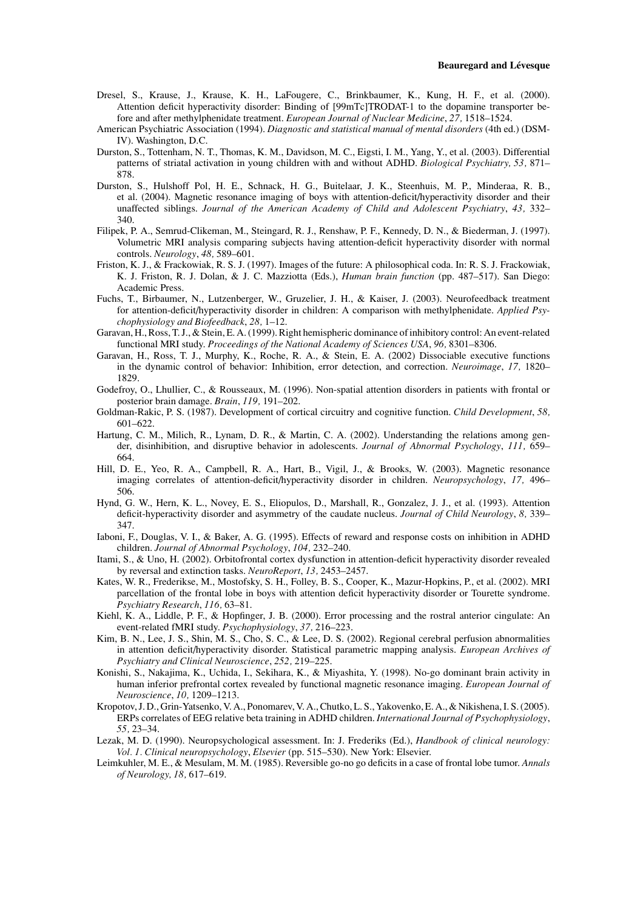Dresel, S., Krause, J., Krause, K. H., LaFougere, C., Brinkbaumer, K., Kung, H. F., et al. (2000). Attention deficit hyperactivity disorder: Binding of [99mTc]TRODAT-1 to the dopamine transporter before and after methylphenidate treatment. *European Journal of Nuclear Medicine*, *27,* 1518–1524.

American Psychiatric Association (1994). *Diagnostic and statistical manual of mental disorders* (4th ed.) (DSM-IV). Washington, D.C.

Durston, S., Tottenham, N. T., Thomas, K. M., Davidson, M. C., Eigsti, I. M., Yang, Y., et al. (2003). Differential patterns of striatal activation in young children with and without ADHD. *Biological Psychiatry, 53,* 871–878.

Durston, S., Hulshoff Pol, H. E., Schnack, H. G., Buitelaar, J. K., Steenhuis, M. P., Minderaa, R. B., et al. (2004). Magnetic resonance imaging of boys with attention-deficit/hyperactivity disorder and their unaffected siblings. *Journal of the American Academy of Child and Adolescent Psychiatry*, *43,* 332–340.

Filipek, P. A., Semrud-Clikeman, M., Steingard, R. J., Renshaw, P. F., Kennedy, D. N., & Biederman, J. (1997). Volumetric MRI analysis comparing subjects having attention-deficit hyperactivity disorder with normal controls. *Neurology*, *48,* 589–601.

Friston, K. J., & Frackowiak, R. S. J. (1997). Images of the future: A philosophical coda. In: R. S. J. Frackowiak, K. J. Friston, R. J. Dolan, & J. C. Mazziotta (Eds.), *Human brain function* (pp. 487–517). San Diego: Academic Press.

Fuchs, T., Birbaumer, N., Lutzenberger, W., Gruzelier, J. H., & Kaiser, J. (2003). Neurofeedback treatment for attention-deficit/hyperactivity disorder in children: A comparison with methylphenidate. *Applied Psychophysiology and Biofeedback*, *28,* 1–12.

Garavan, H., Ross, T. J., & Stein, E. A. (1999). Right hemispheric dominance of inhibitory control: An event-related functional MRI study. *Proceedings of the National Academy of Sciences USA*, *96,* 8301–8306.

Garavan, H., Ross, T. J., Murphy, K., Roche, R. A., & Stein, E. A. (2002) Dissociable executive functions in the dynamic control of behavior: Inhibition, error detection, and correction. *Neuroimage*, *17,* 1820–1829.

Godefroy, O., Lhullier, C., & Rousseaux, M. (1996). Non-spatial attention disorders in patients with frontal or posterior brain damage. *Brain*, *119,* 191–202.

Goldman-Rakic, P. S. (1987). Development of cortical circuitry and cognitive function. *Child Development*, *58,* 601–622.

Hartung, C. M., Milich, R., Lynam, D. R., & Martin, C. A. (2002). Understanding the relations among gender, disinhibition, and disruptive behavior in adolescents. *Journal of Abnormal Psychology*, *111,* 659–664.

Hill, D. E., Yeo, R. A., Campbell, R. A., Hart, B., Vigil, J., & Brooks, W. (2003). Magnetic resonance imaging correlates of attention-deficit/hyperactivity disorder in children. *Neuropsychology*, *17,* 496–506.

Hynd, G. W., Hern, K. L., Novey, E. S., Eliopulos, D., Marshall, R., Gonzalez, J. J., et al. (1993). Attention deficit-hyperactivity disorder and asymmetry of the caudate nucleus. *Journal of Child Neurology*, *8,* 339–347.

Iaboni, F., Douglas, V. I., & Baker, A. G. (1995). Effects of reward and response costs on inhibition in ADHD children. *Journal of Abnormal Psychology*, *104,* 232–240.

Itami, S., & Uno, H. (2002). Orbitofrontal cortex dysfunction in attention-deficit hyperactivity disorder revealed by reversal and extinction tasks. *NeuroReport*, *13,* 2453–2457.

Kates, W. R., Frederikse, M., Mostofsky, S. H., Folley, B. S., Cooper, K., Mazur-Hopkins, P., et al. (2002). MRI parcellation of the frontal lobe in boys with attention deficit hyperactivity disorder or Tourette syndrome. *Psychiatry Research*, *116,* 63–81.

Kiehl, K. A., Liddle, P. F., & Hopfinger, J. B. (2000). Error processing and the rostral anterior cingulate: An event-related fMRI study. *Psychophysiology*, *37,* 216–223.

Kim, B. N., Lee, J. S., Shin, M. S., Cho, S. C., & Lee, D. S. (2002). Regional cerebral perfusion abnormalities in attention deficit/hyperactivity disorder. Statistical parametric mapping analysis. *European Archives of Psychiatry and Clinical Neuroscience*, *252,* 219–225.

Konishi, S., Nakajima, K., Uchida, I., Sekihara, K., & Miyashita, Y. (1998). No-go dominant brain activity in human inferior prefrontal cortex revealed by functional magnetic resonance imaging. *European Journal of Neuroscience*, *10,* 1209–1213.

Kropotov, J. D., Grin-Yatsenko, V. A., Ponomarev, V. A., Chutko, L. S., Yakovenko, E. A., & Nikishena, I. S. (2005). ERPs correlates of EEG relative beta training in ADHD children. *International Journal of Psychophysiology*, *55,* 23–34.

Lezak, M. D. (1990). Neuropsychological assessment. In: J. Frederiks (Ed.), *Handbook of clinical neurology: Vol. 1. Clinical neuropsychology*, *Elsevier* (pp. 515–530). New York: Elsevier.

Leimkuhler, M. E., & Mesulam, M. M. (1985). Reversible go-no go deficits in a case of frontal lobe tumor. *Annals of Neurology, 18,* 617–619.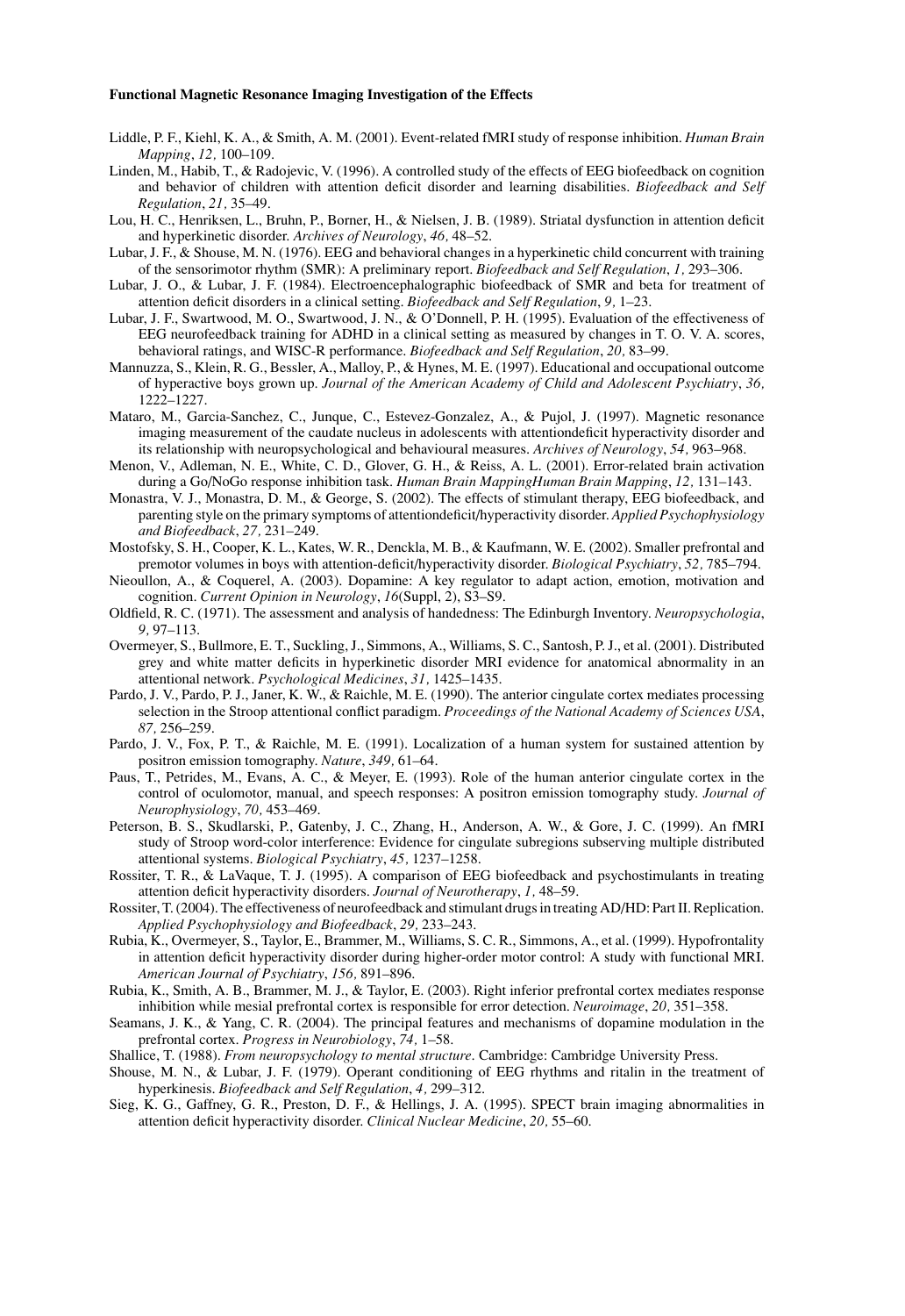Liddle, P. F., Kiehl, K. A., & Smith, A. M. (2001). Event-related fMRI study of response inhibition. *Human Brain Mapping*, *12,* 100–109.

Linden, M., Habib, T., & Radojevic, V. (1996). A controlled study of the effects of EEG biofeedback on cognition and behavior of children with attention deficit disorder and learning disabilities. *Biofeedback and Self Regulation*, *21,* 35–49.

Lou, H. C., Henriksen, L., Bruhn, P., Borner, H., & Nielsen, J. B. (1989). Striatal dysfunction in attention deficit and hyperkinetic disorder. *Archives of Neurology*, *46,* 48–52.

Lubar, J. F., & Shouse, M. N. (1976). EEG and behavioral changes in a hyperkinetic child concurrent with training of the sensorimotor rhythm (SMR): A preliminary report. *Biofeedback and Self Regulation*, *1,* 293–306.

Lubar, J. O., & Lubar, J. F. (1984). Electroencephalographic biofeedback of SMR and beta for treatment of attention deficit disorders in a clinical setting. *Biofeedback and Self Regulation*, *9,* 1–23.

Lubar, J. F., Swartwood, M. O., Swartwood, J. N., & O'Donnell, P. H. (1995). Evaluation of the effectiveness of EEG neurofeedback training for ADHD in a clinical setting as measured by changes in T. O. V. A. scores, behavioral ratings, and WISC-R performance. *Biofeedback and Self Regulation*, *20,* 83–99.

Mannuzza, S., Klein, R. G., Bessler, A., Malloy, P., & Hynes, M. E. (1997). Educational and occupational outcome of hyperactive boys grown up. *Journal of the American Academy of Child and Adolescent Psychiatry*, *36,* 1222–1227.

Mataro, M., Garcia-Sanchez, C., Junque, C., Estevez-Gonzalez, A., & Pujol, J. (1997). Magnetic resonance imaging measurement of the caudate nucleus in adolescents with attentiondeficit hyperactivity disorder and its relationship with neuropsychological and behavioural measures. *Archives of Neurology*, *54,* 963–968.

Menon, V., Adleman, N. E., White, C. D., Glover, G. H., & Reiss, A. L. (2001). Error-related brain activation during a Go/NoGo response inhibition task. *Human Brain MappingHuman Brain Mapping*, *12,* 131–143.

Monastra, V. J., Monastra, D. M., & George, S. (2002). The effects of stimulant therapy, EEG biofeedback, and parenting style on the primary symptoms of attentiondeficit/hyperactivity disorder. *Applied Psychophysiology and Biofeedback*, *27,* 231–249.

Mostofsky, S. H., Cooper, K. L., Kates, W. R., Denckla, M. B., & Kaufmann, W. E. (2002). Smaller prefrontal and premotor volumes in boys with attention-deficit/hyperactivity disorder. *Biological Psychiatry*, *52,* 785–794.

Nieoullon, A., & Coquerel, A. (2003). Dopamine: A key regulator to adapt action, emotion, motivation and cognition. *Current Opinion in Neurology*, *16*(Suppl, 2), S3–S9.

Oldfield, R. C. (1971). The assessment and analysis of handedness: The Edinburgh Inventory. *Neuropsychologia*, *9,* 97–113.

Overmeyer, S., Bullmore, E. T., Suckling, J., Simmons, A., Williams, S. C., Santosh, P. J., et al. (2001). Distributed grey and white matter deficits in hyperkinetic disorder MRI evidence for anatomical abnormality in an attentional network. *Psychological Medicines*, *31,* 1425–1435.

Pardo, J. V., Pardo, P. J., Janer, K. W., & Raichle, M. E. (1990). The anterior cingulate cortex mediates processing selection in the Stroop attentional conflict paradigm. *Proceedings of the National Academy of Sciences USA*, *87,* 256–259.

Pardo, J. V., Fox, P. T., & Raichle, M. E. (1991). Localization of a human system for sustained attention by positron emission tomography. *Nature*, *349,* 61–64.

Paus, T., Petrides, M., Evans, A. C., & Meyer, E. (1993). Role of the human anterior cingulate cortex in the control of oculomotor, manual, and speech responses: A positron emission tomography study. *Journal of Neurophysiology*, *70,* 453–469.

Peterson, B. S., Skudlarski, P., Gatenby, J. C., Zhang, H., Anderson, A. W., & Gore, J. C. (1999). An fMRI study of Stroop word-color interference: Evidence for cingulate subregions subserving multiple distributed attentional systems. *Biological Psychiatry*, *45,* 1237–1258.

Rossiter, T. R., & LaVaque, T. J. (1995). A comparison of EEG biofeedback and psychostimulants in treating attention deficit hyperactivity disorders. *Journal of Neurotherapy*, *1,* 48–59.

Rossiter, T. (2004). The effectiveness of neurofeedback and stimulant drugs in treating AD/HD: Part II. Replication. *Applied Psychophysiology and Biofeedback*, *29,* 233–243.

Rubia, K., Overmeyer, S., Taylor, E., Brammer, M., Williams, S. C. R., Simmons, A., et al. (1999). Hypofrontality in attention deficit hyperactivity disorder during higher-order motor control: A study with functional MRI. *American Journal of Psychiatry*, *156,* 891–896.

Rubia, K., Smith, A. B., Brammer, M. J., & Taylor, E. (2003). Right inferior prefrontal cortex mediates response inhibition while mesial prefrontal cortex is responsible for error detection. *Neuroimage*, *20,* 351–358.

Seamans, J. K., & Yang, C. R. (2004). The principal features and mechanisms of dopamine modulation in the prefrontal cortex. *Progress in Neurobiology*, *74,* 1–58.

Shallice, T. (1988). *From neuropsychology to mental structure*. Cambridge: Cambridge University Press.

Shouse, M. N., & Lubar, J. F. (1979). Operant conditioning of EEG rhythms and ritalin in the treatment of hyperkinesis. *Biofeedback and Self Regulation*, *4,* 299–312.

Sieg, K. G., Gaffney, G. R., Preston, D. F., & Hellings, J. A. (1995). SPECT brain imaging abnormalities in attention deficit hyperactivity disorder. *Clinical Nuclear Medicine*, *20,* 55–60.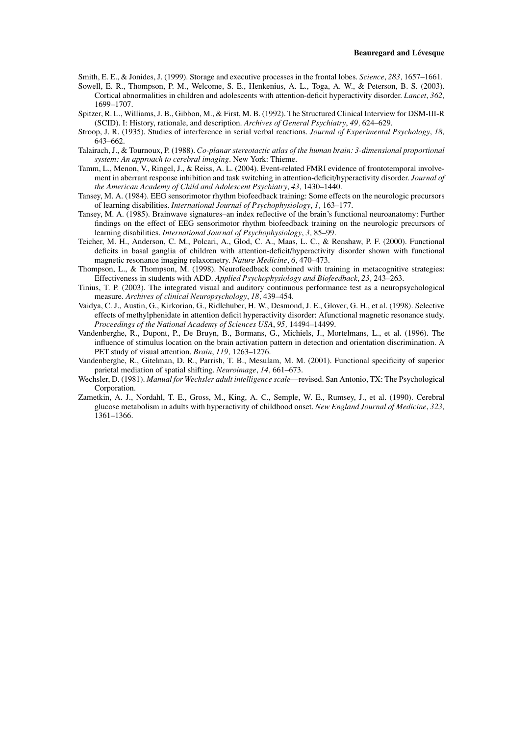Smith, E. E., & Jonides, J. (1999). Storage and executive processes in the frontal lobes. *Science*, *283,* 1657–1661.

Sowell, E. R., Thompson, P. M., Welcome, S. E., Henkenius, A. L., Toga, A. W., & Peterson, B. S. (2003). Cortical abnormalities in children and adolescents with attention-deficit hyperactivity disorder. *Lancet*, *362,* 1699–1707.

Spitzer, R. L., Williams, J. B., Gibbon, M., & First, M. B. (1992). The Structured Clinical Interview for DSM-III-R (SCID). I: History, rationale, and description. *Archives of General Psychiatry*, *49,* 624–629.

Stroop, J. R. (1935). Studies of interference in serial verbal reactions. *Journal of Experimental Psychology*, *18,* 643–662.

Talairach, J., & Tournoux, P. (1988). *Co-planar stereotactic atlas of the human brain: 3-dimensional proportional system: An approach to cerebral imaging*. New York: Thieme.

Tamm, L., Menon, V., Ringel, J., & Reiss, A. L. (2004). Event-related FMRI evidence of frontotemporal involvement in aberrant response inhibition and task switching in attention-deficit/hyperactivity disorder. *Journal of the American Academy of Child and Adolescent Psychiatry*, *43,* 1430–1440.

Tansey, M. A. (1984). EEG sensorimotor rhythm biofeedback training: Some effects on the neurologic precursors of learning disabilities. *International Journal of Psychophysiology*, *1,* 163–177.

Tansey, M. A. (1985). Brainwave signatures–an index reflective of the brain's functional neuroanatomy: Further findings on the effect of EEG sensorimotor rhythm biofeedback training on the neurologic precursors of learning disabilities. *International Journal of Psychophysiology*, *3,* 85–99.

Teicher, M. H., Anderson, C. M., Polcari, A., Glod, C. A., Maas, L. C., & Renshaw, P. F. (2000). Functional deficits in basal ganglia of children with attention-deficit/hyperactivity disorder shown with functional magnetic resonance imaging relaxometry. *Nature Medicine*, *6,* 470–473.

Thompson, L., & Thompson, M. (1998). Neurofeedback combined with training in metacognitive strategies: Effectiveness in students with ADD. *Applied Psychophysiology and Biofeedback*, *23,* 243–263.

Tinius, T. P. (2003). The integrated visual and auditory continuous performance test as a neuropsychological measure. *Archives of clinical Neuropsychology*, *18,* 439–454.

Vaidya, C. J., Austin, G., Kirkorian, G., Ridlehuber, H. W., Desmond, J. E., Glover, G. H., et al. (1998). Selective effects of methylphenidate in attention deficit hyperactivity disorder: Afunctional magnetic resonance study. *Proceedings of the National Academy of Sciences USA*, *95,* 14494–14499.

Vandenberghe, R., Dupont, P., De Bruyn, B., Bormans, G., Michiels, J., Mortelmans, L., et al. (1996). The influence of stimulus location on the brain activation pattern in detection and orientation discrimination. A PET study of visual attention. *Brain*, *119,* 1263–1276.

Vandenberghe, R., Gitelman, D. R., Parrish, T. B., Mesulam, M. M. (2001). Functional specificity of superior parietal mediation of spatial shifting. *Neuroimage*, *14,* 661–673.

Wechsler, D. (1981). *Manual for Wechsler adult intelligence scale*—revised. San Antonio, TX: The Psychological Corporation.

Zametkin, A. J., Nordahl, T. E., Gross, M., King, A. C., Semple, W. E., Rumsey, J., et al. (1990). Cerebral glucose metabolism in adults with hyperactivity of childhood onset. *New England Journal of Medicine*, *323,* 1361–1366.